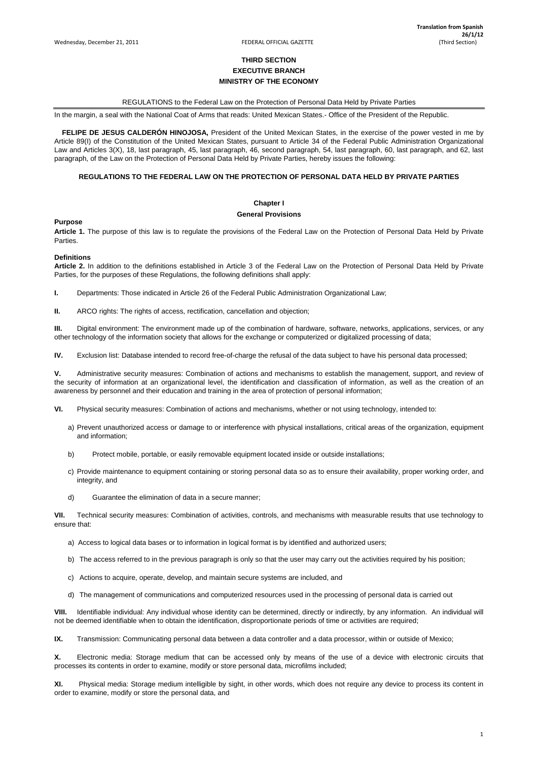# THIRD SECTION

## EXECUTIVE BRANCH

## MINISTRY OF THE ECONOMY

REGULATIONS to the Federal Law on the Protection of Personal Data Held by Private Parties

In the margin, a seal with the National Coat of Arms that reads: United Mexican States.- Office of the President of the Republic.

**FELIPE DE JESUS CALDERÓN HINOJOSA,** President of the United Mexican States, in the exercise of the power vested in me by Article 89(I) of the Constitution of the United Mexican States, pursuant to Article 34 of the Federal Public Administration Organizational Law and Articles 3(X), 18, last paragraph, 45, last paragraph, 46, second paragraph, 54, last paragraph, 60, last paragraph, and 62, last paragraph, of the Law on the Protection of Personal Data Held by Private Parties, hereby issues the following:

## REGULATIONS TO THE FEDERAL LAW ON THE PROTECTION OF PERSONAL DATA HELD BY PRIVATE PARTIES

### Chapter I

### General Provisions

**Purpose**

**Article 1.** The purpose of this law is to regulate the provisions of the Federal Law on the Protection of Personal Data Held by Private Parties.

**Definitions**

**Article 2.** In addition to the definitions established in Article 3 of the Federal Law on the Protection of Personal Data Held by Private Parties, for the purposes of these Regulations, the following definitions shall apply:

**I.** Departments: Those indicated in Article 26 of the Federal Public Administration Organizational Law;

**II.** ARCO rights: The rights of access, rectification, cancellation and objection;

**III.** Digital environment: The environment made up of the combination of hardware, software, networks, applications, services, or any other technology of the information society that allows for the exchange or computerized or digitalized processing of data;

**IV.** Exclusion list: Database intended to record free-of-charge the refusal of the data subject to have his personal data processed;

**V.** Administrative security measures: Combination of actions and mechanisms to establish the management, support, and review of the security of information at an organizational level, the identification and classification of information, as well as the creation of an awareness by personnel and their education and training in the area of protection of personal information;

**VI.** Physical security measures: Combination of actions and mechanisms, whether or not using technology, intended to:

a) Prevent unauthorized access or damage to or interference with physical installations, critical areas of the organization, equipment and information;

b) Protect mobile, portable, or easily removable equipment located inside or outside installations;

c) Provide maintenance to equipment containing or storing personal data so as to ensure their availability, proper working order, and integrity, and

d) Guarantee the elimination of data in a secure manner;

**VII.** Technical security measures: Combination of activities, controls, and mechanisms with measurable results that use technology to ensure that:

a) Access to logical data bases or to information in logical format is by identified and authorized users;

b) The access referred to in the previous paragraph is only so that the user may carry out the activities required by his position;

c) Actions to acquire, operate, develop, and maintain secure systems are included, and

d) The management of communications and computerized resources used in the processing of personal data is carried out

**VIII.** Identifiable individual: Any individual whose identity can be determined, directly or indirectly, by any information. An individual will not be deemed identifiable when to obtain the identification, disproportionate periods of time or activities are required;

**IX.** Transmission: Communicating personal data between a data controller and a data processor, within or outside of Mexico;

**X.** Electronic media: Storage medium that can be accessed only by means of the use of a device with electronic circuits that processes its contents in order to examine, modify or store personal data, microfilms included;

**XI.** Physical media: Storage medium intelligible by sight, in other words, which does not require any device to process its content in order to examine, modify or store the personal data, and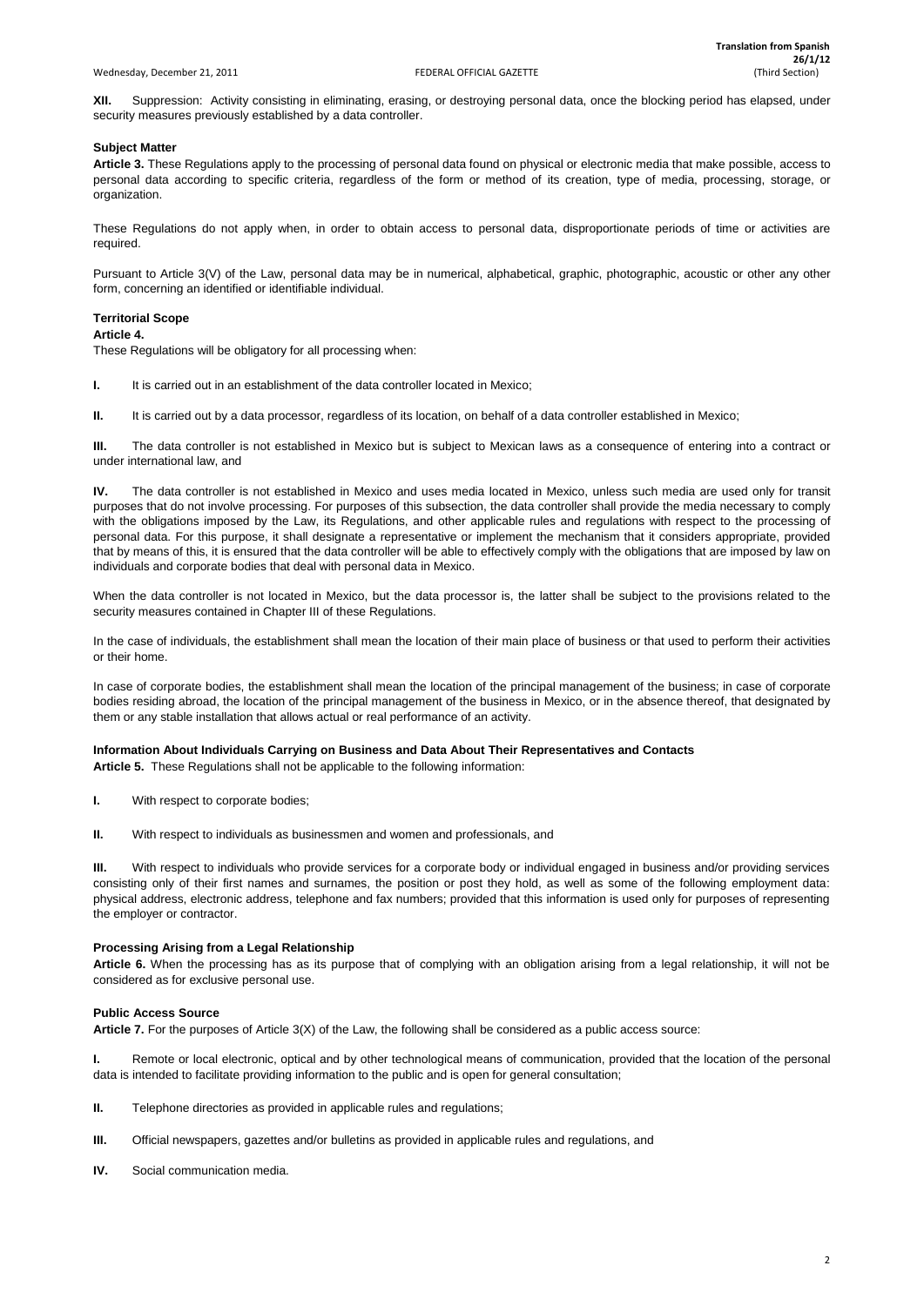**XII.** Suppression: Activity consisting in eliminating, erasing, or destroying personal data, once the blocking period has elapsed, under security measures previously established by a data controller.

**Subject Matter**

**Article 3.** These Regulations apply to the processing of personal data found on physical or electronic media that make possible, access to personal data according to specific criteria, regardless of the form or method of its creation, type of media, processing, storage, or organization.

These Regulations do not apply when, in order to obtain access to personal data, disproportionate periods of time or activities are required.

Pursuant to Article 3(V) of the Law, personal data may be in numerical, alphabetical, graphic, photographic, acoustic or other any other form, concerning an identified or identifiable individual.

**Territorial Scope**

**Article 4.**

These Regulations will be obligatory for all processing when:

**I.** It is carried out in an establishment of the data controller located in Mexico;

**II.** It is carried out by a data processor, regardless of its location, on behalf of a data controller established in Mexico;

**III.** The data controller is not established in Mexico but is subject to Mexican laws as a consequence of entering into a contract or under international law, and

**IV.** The data controller is not established in Mexico and uses media located in Mexico, unless such media are used only for transit purposes that do not involve processing. For purposes of this subsection, the data controller shall provide the media necessary to comply with the obligations imposed by the Law, its Regulations, and other applicable rules and regulations with respect to the processing of personal data. For this purpose, it shall designate a representative or implement the mechanism that it considers appropriate, provided that by means of this, it is ensured that the data controller will be able to effectively comply with the obligations that are imposed by law on individuals and corporate bodies that deal with personal data in Mexico.

When the data controller is not located in Mexico, but the data processor is, the latter shall be subject to the provisions related to the security measures contained in Chapter III of these Regulations.

In the case of individuals, the establishment shall mean the location of their main place of business or that used to perform their activities or their home.

In case of corporate bodies, the establishment shall mean the location of the principal management of the business; in case of corporate bodies residing abroad, the location of the principal management of the business in Mexico, or in the absence thereof, that designated by them or any stable installation that allows actual or real performance of an activity.

**Information About Individuals Carrying on Business and Data About Their Representatives and Contacts**

**Article 5.** These Regulations shall not be applicable to the following information:

**I.** With respect to corporate bodies;

**II.** With respect to individuals as businessmen and women and professionals, and

**III.** With respect to individuals who provide services for a corporate body or individual engaged in business and/or providing services consisting only of their first names and surnames, the position or post they hold, as well as some of the following employment data: physical address, electronic address, telephone and fax numbers; provided that this information is used only for purposes of representing the employer or contractor.

**Processing Arising from a Legal Relationship**

**Article 6.** When the processing has as its purpose that of complying with an obligation arising from a legal relationship, it will not be considered as for exclusive personal use.

**Public Access Source**

**Article 7.** For the purposes of Article 3(X) of the Law, the following shall be considered as a public access source:

**I.** Remote or local electronic, optical and by other technological means of communication, provided that the location of the personal data is intended to facilitate providing information to the public and is open for general consultation;

**II.** Telephone directories as provided in applicable rules and regulations;

**III.** Official newspapers, gazettes and/or bulletins as provided in applicable rules and regulations, and

**IV.** Social communication media.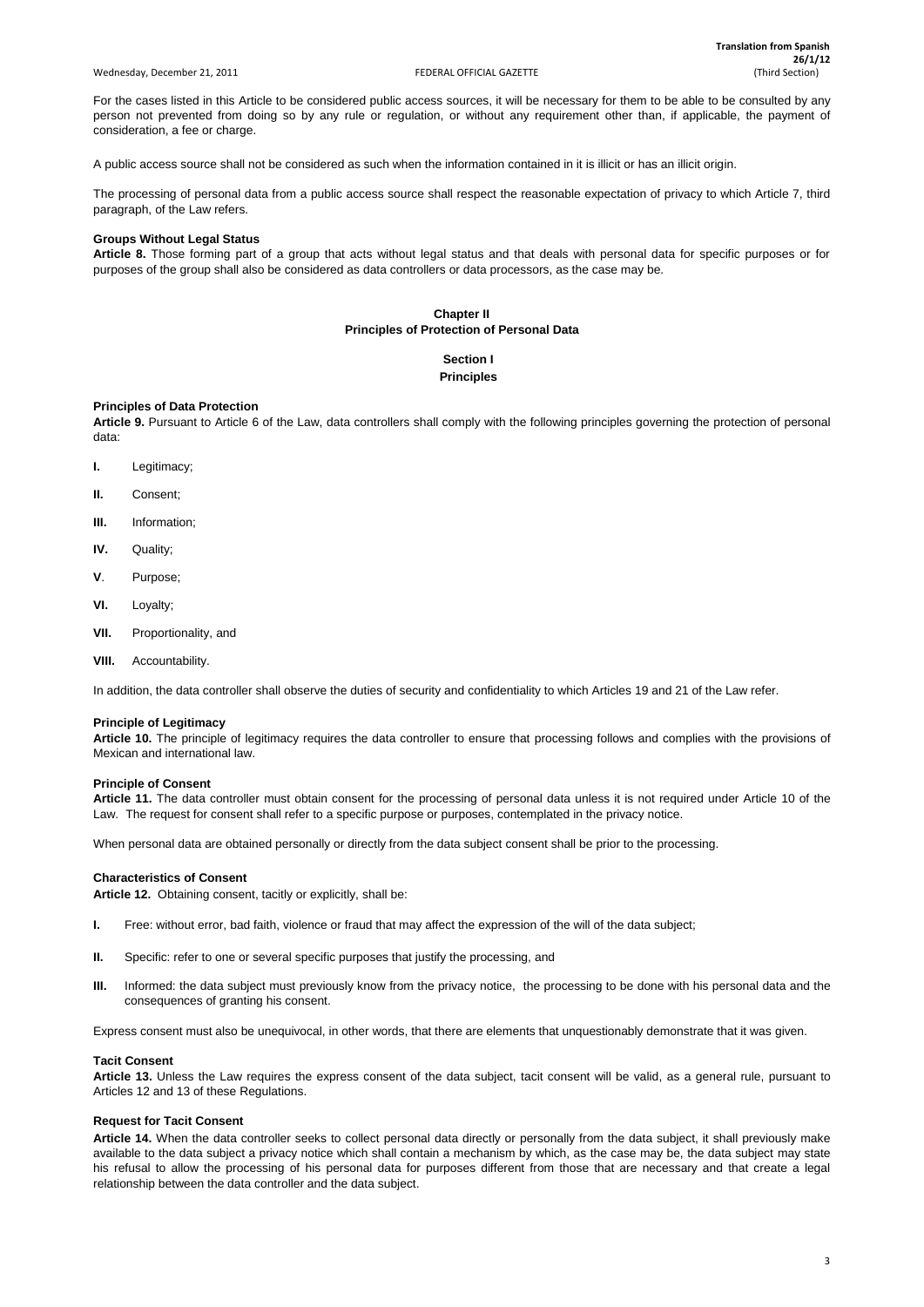For the cases listed in this Article to be considered public access sources, it will be necessary for them to be able to be consulted by any person not prevented from doing so by any rule or regulation, or without any requirement other than, if applicable, the payment of consideration, a fee or charge.

A public access source shall not be considered as such when the information contained in it is illicit or has an illicit origin.

The processing of personal data from a public access source shall respect the reasonable expectation of privacy to which Article 7, third paragraph, of the Law refers.

**Groups Without Legal Status**
**Article 8.** Those forming part of a group that acts without legal status and that deals with personal data for specific purposes or for purposes of the group shall also be considered as data controllers or data processors, as the case may be.

## Chapter II
## Principles of Protection of Personal Data

### Section I
### Principles

**Principles of Data Protection**
**Article 9.** Pursuant to Article 6 of the Law, data controllers shall comply with the following principles governing the protection of personal data:

**I.** Legitimacy;

**II.** Consent;

**III.** Information;

**IV.** Quality;

**V**. Purpose;

**VI.** Loyalty;

**VII.** Proportionality, and

**VIII.** Accountability.

In addition, the data controller shall observe the duties of security and confidentiality to which Articles 19 and 21 of the Law refer.

**Principle of Legitimacy**
**Article 10.** The principle of legitimacy requires the data controller to ensure that processing follows and complies with the provisions of Mexican and international law.

**Principle of Consent**
**Article 11.** The data controller must obtain consent for the processing of personal data unless it is not required under Article 10 of the Law. The request for consent shall refer to a specific purpose or purposes, contemplated in the privacy notice.

When personal data are obtained personally or directly from the data subject consent shall be prior to the processing.

**Characteristics of Consent**
**Article 12.** Obtaining consent, tacitly or explicitly, shall be:

**I.** Free: without error, bad faith, violence or fraud that may affect the expression of the will of the data subject;

**II.** Specific: refer to one or several specific purposes that justify the processing, and

**III.** Informed: the data subject must previously know from the privacy notice, the processing to be done with his personal data and the consequences of granting his consent.

Express consent must also be unequivocal, in other words, that there are elements that unquestionably demonstrate that it was given.

**Tacit Consent**
**Article 13.** Unless the Law requires the express consent of the data subject, tacit consent will be valid, as a general rule, pursuant to Articles 12 and 13 of these Regulations.

**Request for Tacit Consent**
**Article 14.** When the data controller seeks to collect personal data directly or personally from the data subject, it shall previously make available to the data subject a privacy notice which shall contain a mechanism by which, as the case may be, the data subject may state his refusal to allow the processing of his personal data for purposes different from those that are necessary and that create a legal relationship between the data controller and the data subject.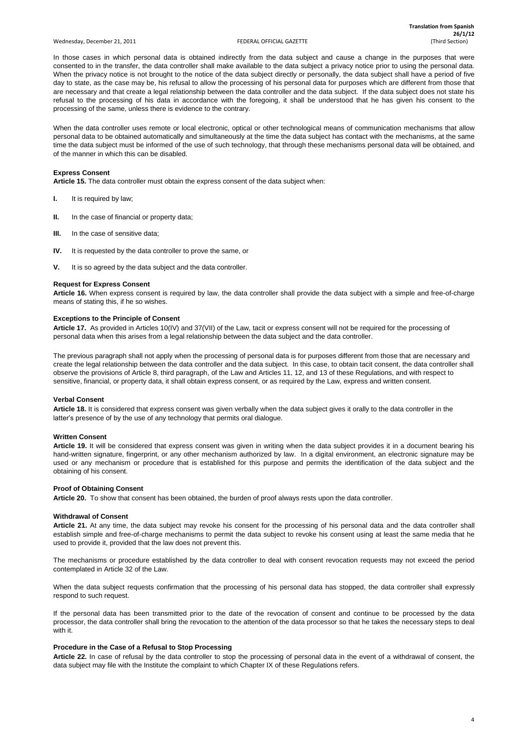In those cases in which personal data is obtained indirectly from the data subject and cause a change in the purposes that were consented to in the transfer, the data controller shall make available to the data subject a privacy notice prior to using the personal data. When the privacy notice is not brought to the notice of the data subject directly or personally, the data subject shall have a period of five day to state, as the case may be, his refusal to allow the processing of his personal data for purposes which are different from those that are necessary and that create a legal relationship between the data controller and the data subject. If the data subject does not state his refusal to the processing of his data in accordance with the foregoing, it shall be understood that he has given his consent to the processing of the same, unless there is evidence to the contrary.

When the data controller uses remote or local electronic, optical or other technological means of communication mechanisms that allow personal data to be obtained automatically and simultaneously at the time the data subject has contact with the mechanisms, at the same time the data subject must be informed of the use of such technology, that through these mechanisms personal data will be obtained, and of the manner in which this can be disabled.

**Express Consent**

**Article 15.** The data controller must obtain the express consent of the data subject when:

**I.** It is required by law;

**II.** In the case of financial or property data;

**III.** In the case of sensitive data;

**IV.** It is requested by the data controller to prove the same, or

**V.** It is so agreed by the data subject and the data controller.

**Request for Express Consent**

**Article 16.** When express consent is required by law, the data controller shall provide the data subject with a simple and free-of-charge means of stating this, if he so wishes.

**Exceptions to the Principle of Consent**

**Article 17.** As provided in Articles 10(IV) and 37(VII) of the Law, tacit or express consent will not be required for the processing of personal data when this arises from a legal relationship between the data subject and the data controller.

The previous paragraph shall not apply when the processing of personal data is for purposes different from those that are necessary and create the legal relationship between the data controller and the data subject. In this case, to obtain tacit consent, the data controller shall observe the provisions of Article 8, third paragraph, of the Law and Articles 11, 12, and 13 of these Regulations, and with respect to sensitive, financial, or property data, it shall obtain express consent, or as required by the Law, express and written consent.

**Verbal Consent**

**Article 18.** It is considered that express consent was given verbally when the data subject gives it orally to the data controller in the latter's presence of by the use of any technology that permits oral dialogue.

**Written Consent**

**Article 19.** It will be considered that express consent was given in writing when the data subject provides it in a document bearing his hand-written signature, fingerprint, or any other mechanism authorized by law. In a digital environment, an electronic signature may be used or any mechanism or procedure that is established for this purpose and permits the identification of the data subject and the obtaining of his consent.

**Proof of Obtaining Consent**

**Article 20.** To show that consent has been obtained, the burden of proof always rests upon the data controller.

**Withdrawal of Consent**

**Article 21.** At any time, the data subject may revoke his consent for the processing of his personal data and the data controller shall establish simple and free-of-charge mechanisms to permit the data subject to revoke his consent using at least the same media that he used to provide it, provided that the law does not prevent this.

The mechanisms or procedure established by the data controller to deal with consent revocation requests may not exceed the period contemplated in Article 32 of the Law.

When the data subject requests confirmation that the processing of his personal data has stopped, the data controller shall expressly respond to such request.

If the personal data has been transmitted prior to the date of the revocation of consent and continue to be processed by the data processor, the data controller shall bring the revocation to the attention of the data processor so that he takes the necessary steps to deal with it.

**Procedure in the Case of a Refusal to Stop Processing**

**Article 22.** In case of refusal by the data controller to stop the processing of personal data in the event of a withdrawal of consent, the data subject may file with the Institute the complaint to which Chapter IX of these Regulations refers.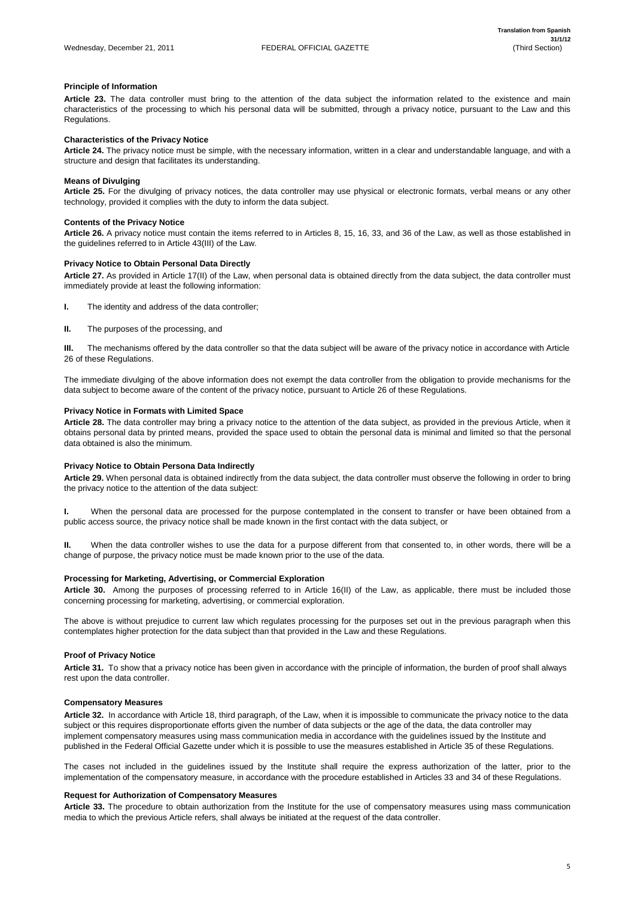**Principle of Information**

**Article 23.** The data controller must bring to the attention of the data subject the information related to the existence and main characteristics of the processing to which his personal data will be submitted, through a privacy notice, pursuant to the Law and this Regulations.

**Characteristics of the Privacy Notice**

**Article 24.** The privacy notice must be simple, with the necessary information, written in a clear and understandable language, and with a structure and design that facilitates its understanding.

**Means of Divulging**

**Article 25.** For the divulging of privacy notices, the data controller may use physical or electronic formats, verbal means or any other technology, provided it complies with the duty to inform the data subject.

**Contents of the Privacy Notice**

**Article 26.** A privacy notice must contain the items referred to in Articles 8, 15, 16, 33, and 36 of the Law, as well as those established in the guidelines referred to in Article 43(III) of the Law.

**Privacy Notice to Obtain Personal Data Directly**

**Article 27.** As provided in Article 17(II) of the Law, when personal data is obtained directly from the data subject, the data controller must immediately provide at least the following information:

**I.** The identity and address of the data controller;

**II.** The purposes of the processing, and

**III.** The mechanisms offered by the data controller so that the data subject will be aware of the privacy notice in accordance with Article 26 of these Regulations.

The immediate divulging of the above information does not exempt the data controller from the obligation to provide mechanisms for the data subject to become aware of the content of the privacy notice, pursuant to Article 26 of these Regulations.

**Privacy Notice in Formats with Limited Space**

**Article 28.** The data controller may bring a privacy notice to the attention of the data subject, as provided in the previous Article, when it obtains personal data by printed means, provided the space used to obtain the personal data is minimal and limited so that the personal data obtained is also the minimum.

**Privacy Notice to Obtain Persona Data Indirectly**

**Article 29.** When personal data is obtained indirectly from the data subject, the data controller must observe the following in order to bring the privacy notice to the attention of the data subject:

**I.** When the personal data are processed for the purpose contemplated in the consent to transfer or have been obtained from a public access source, the privacy notice shall be made known in the first contact with the data subject, or

**II.** When the data controller wishes to use the data for a purpose different from that consented to, in other words, there will be a change of purpose, the privacy notice must be made known prior to the use of the data.

**Processing for Marketing, Advertising, or Commercial Exploration**

**Article 30.** Among the purposes of processing referred to in Article 16(II) of the Law, as applicable, there must be included those concerning processing for marketing, advertising, or commercial exploration.

The above is without prejudice to current law which regulates processing for the purposes set out in the previous paragraph when this contemplates higher protection for the data subject than that provided in the Law and these Regulations.

**Proof of Privacy Notice**

**Article 31.** To show that a privacy notice has been given in accordance with the principle of information, the burden of proof shall always rest upon the data controller.

**Compensatory Measures**

**Article 32.** In accordance with Article 18, third paragraph, of the Law, when it is impossible to communicate the privacy notice to the data subject or this requires disproportionate efforts given the number of data subjects or the age of the data, the data controller may implement compensatory measures using mass communication media in accordance with the guidelines issued by the Institute and published in the Federal Official Gazette under which it is possible to use the measures established in Article 35 of these Regulations.

The cases not included in the guidelines issued by the Institute shall require the express authorization of the latter, prior to the implementation of the compensatory measure, in accordance with the procedure established in Articles 33 and 34 of these Regulations.

**Request for Authorization of Compensatory Measures**

**Article 33.** The procedure to obtain authorization from the Institute for the use of compensatory measures using mass communication media to which the previous Article refers, shall always be initiated at the request of the data controller.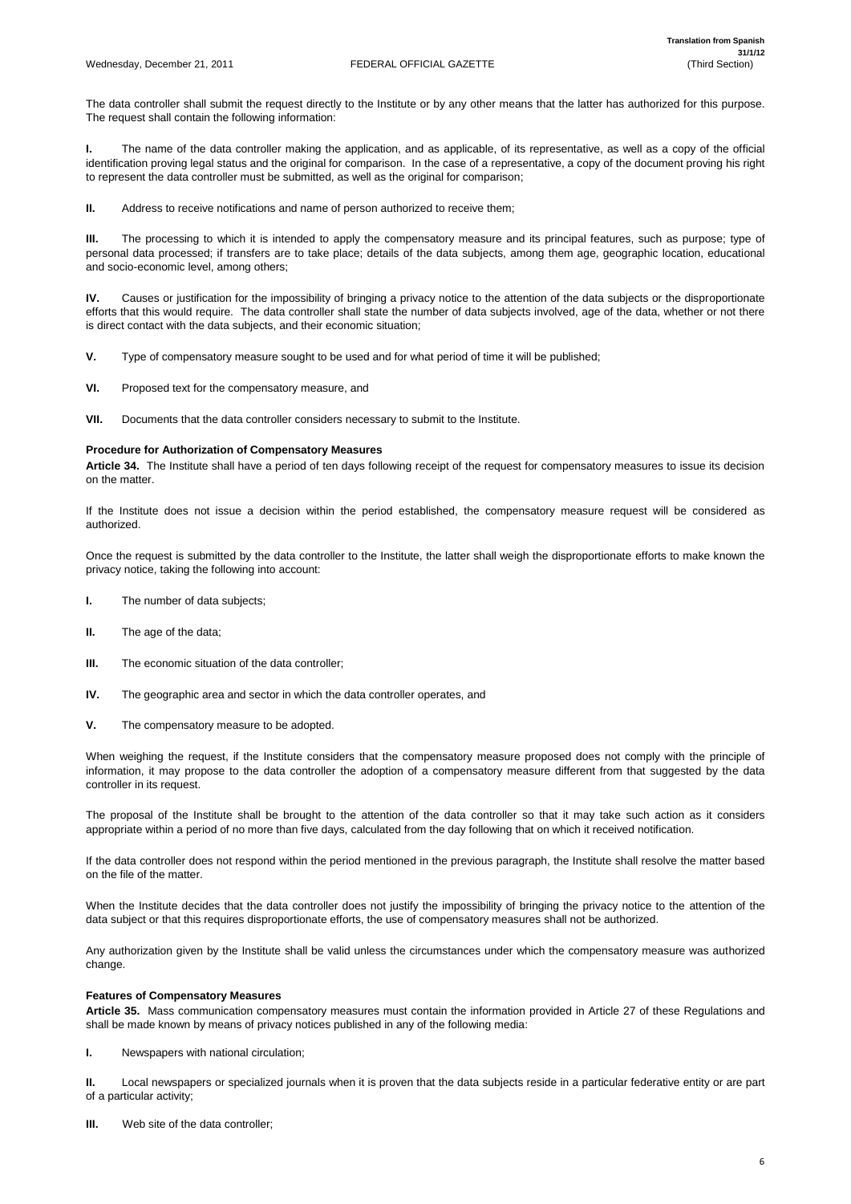The data controller shall submit the request directly to the Institute or by any other means that the latter has authorized for this purpose. The request shall contain the following information:

**I.** The name of the data controller making the application, and as applicable, of its representative, as well as a copy of the official identification proving legal status and the original for comparison. In the case of a representative, a copy of the document proving his right to represent the data controller must be submitted, as well as the original for comparison;

**II.** Address to receive notifications and name of person authorized to receive them;

**III.** The processing to which it is intended to apply the compensatory measure and its principal features, such as purpose; type of personal data processed; if transfers are to take place; details of the data subjects, among them age, geographic location, educational and socio-economic level, among others;

**IV.** Causes or justification for the impossibility of bringing a privacy notice to the attention of the data subjects or the disproportionate efforts that this would require. The data controller shall state the number of data subjects involved, age of the data, whether or not there is direct contact with the data subjects, and their economic situation;

**V.** Type of compensatory measure sought to be used and for what period of time it will be published;

**VI.** Proposed text for the compensatory measure, and

**VII.** Documents that the data controller considers necessary to submit to the Institute.

**Procedure for Authorization of Compensatory Measures**

**Article 34.** The Institute shall have a period of ten days following receipt of the request for compensatory measures to issue its decision on the matter.

If the Institute does not issue a decision within the period established, the compensatory measure request will be considered as authorized.

Once the request is submitted by the data controller to the Institute, the latter shall weigh the disproportionate efforts to make known the privacy notice, taking the following into account:

**I.** The number of data subjects;

**II.** The age of the data;

**III.** The economic situation of the data controller;

**IV.** The geographic area and sector in which the data controller operates, and

**V.** The compensatory measure to be adopted.

When weighing the request, if the Institute considers that the compensatory measure proposed does not comply with the principle of information, it may propose to the data controller the adoption of a compensatory measure different from that suggested by the data controller in its request.

The proposal of the Institute shall be brought to the attention of the data controller so that it may take such action as it considers appropriate within a period of no more than five days, calculated from the day following that on which it received notification.

If the data controller does not respond within the period mentioned in the previous paragraph, the Institute shall resolve the matter based on the file of the matter.

When the Institute decides that the data controller does not justify the impossibility of bringing the privacy notice to the attention of the data subject or that this requires disproportionate efforts, the use of compensatory measures shall not be authorized.

Any authorization given by the Institute shall be valid unless the circumstances under which the compensatory measure was authorized change.

**Features of Compensatory Measures**

**Article 35.** Mass communication compensatory measures must contain the information provided in Article 27 of these Regulations and shall be made known by means of privacy notices published in any of the following media:

**I.** Newspapers with national circulation;

**II.** Local newspapers or specialized journals when it is proven that the data subjects reside in a particular federative entity or are part of a particular activity;

**III.** Web site of the data controller;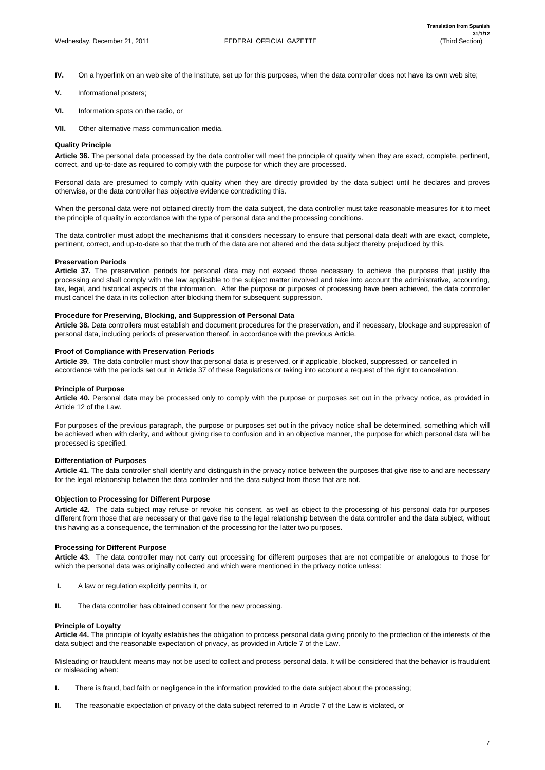**IV.** On a hyperlink on an web site of the Institute, set up for this purposes, when the data controller does not have its own web site;

**V.** Informational posters;

**VI.** Information spots on the radio, or

**VII.** Other alternative mass communication media.

**Quality Principle**

**Article 36.** The personal data processed by the data controller will meet the principle of quality when they are exact, complete, pertinent, correct, and up-to-date as required to comply with the purpose for which they are processed.

Personal data are presumed to comply with quality when they are directly provided by the data subject until he declares and proves otherwise, or the data controller has objective evidence contradicting this.

When the personal data were not obtained directly from the data subject, the data controller must take reasonable measures for it to meet the principle of quality in accordance with the type of personal data and the processing conditions.

The data controller must adopt the mechanisms that it considers necessary to ensure that personal data dealt with are exact, complete, pertinent, correct, and up-to-date so that the truth of the data are not altered and the data subject thereby prejudiced by this.

**Preservation Periods**

**Article 37.** The preservation periods for personal data may not exceed those necessary to achieve the purposes that justify the processing and shall comply with the law applicable to the subject matter involved and take into account the administrative, accounting, tax, legal, and historical aspects of the information. After the purpose or purposes of processing have been achieved, the data controller must cancel the data in its collection after blocking them for subsequent suppression.

**Procedure for Preserving, Blocking, and Suppression of Personal Data**

**Article 38.** Data controllers must establish and document procedures for the preservation, and if necessary, blockage and suppression of personal data, including periods of preservation thereof, in accordance with the previous Article.

**Proof of Compliance with Preservation Periods**

**Article 39.** The data controller must show that personal data is preserved, or if applicable, blocked, suppressed, or cancelled in accordance with the periods set out in Article 37 of these Regulations or taking into account a request of the right to cancelation.

**Principle of Purpose**

**Article 40.** Personal data may be processed only to comply with the purpose or purposes set out in the privacy notice, as provided in Article 12 of the Law.

For purposes of the previous paragraph, the purpose or purposes set out in the privacy notice shall be determined, something which will be achieved when with clarity, and without giving rise to confusion and in an objective manner, the purpose for which personal data will be processed is specified.

**Differentiation of Purposes**

**Article 41.** The data controller shall identify and distinguish in the privacy notice between the purposes that give rise to and are necessary for the legal relationship between the data controller and the data subject from those that are not.

**Objection to Processing for Different Purpose**

**Article 42.** The data subject may refuse or revoke his consent, as well as object to the processing of his personal data for purposes different from those that are necessary or that gave rise to the legal relationship between the data controller and the data subject, without this having as a consequence, the termination of the processing for the latter two purposes.

**Processing for Different Purpose**

**Article 43.** The data controller may not carry out processing for different purposes that are not compatible or analogous to those for which the personal data was originally collected and which were mentioned in the privacy notice unless:

**I.** A law or regulation explicitly permits it, or

**II.** The data controller has obtained consent for the new processing.

**Principle of Loyalty**

**Article 44.** The principle of loyalty establishes the obligation to process personal data giving priority to the protection of the interests of the data subject and the reasonable expectation of privacy, as provided in Article 7 of the Law.

Misleading or fraudulent means may not be used to collect and process personal data. It will be considered that the behavior is fraudulent or misleading when:

**I.** There is fraud, bad faith or negligence in the information provided to the data subject about the processing;

**II.** The reasonable expectation of privacy of the data subject referred to in Article 7 of the Law is violated, or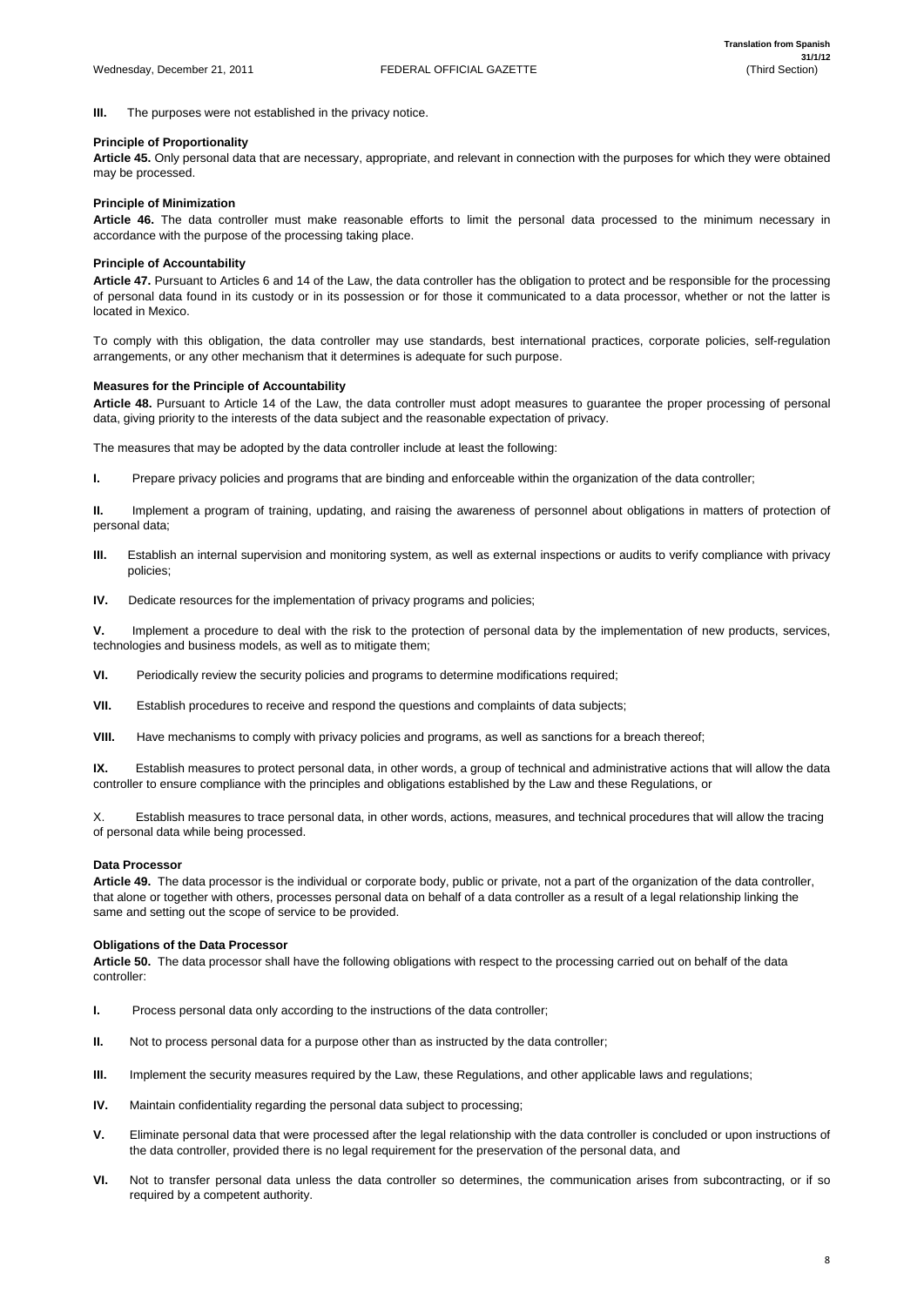**III.** The purposes were not established in the privacy notice.

**Principle of Proportionality**

**Article 45.** Only personal data that are necessary, appropriate, and relevant in connection with the purposes for which they were obtained may be processed.

**Principle of Minimization**

**Article 46.** The data controller must make reasonable efforts to limit the personal data processed to the minimum necessary in accordance with the purpose of the processing taking place.

**Principle of Accountability**

**Article 47.** Pursuant to Articles 6 and 14 of the Law, the data controller has the obligation to protect and be responsible for the processing of personal data found in its custody or in its possession or for those it communicated to a data processor, whether or not the latter is located in Mexico.

To comply with this obligation, the data controller may use standards, best international practices, corporate policies, self-regulation arrangements, or any other mechanism that it determines is adequate for such purpose.

**Measures for the Principle of Accountability**

**Article 48.** Pursuant to Article 14 of the Law, the data controller must adopt measures to guarantee the proper processing of personal data, giving priority to the interests of the data subject and the reasonable expectation of privacy.

The measures that may be adopted by the data controller include at least the following:

**I.** Prepare privacy policies and programs that are binding and enforceable within the organization of the data controller;

**II.** Implement a program of training, updating, and raising the awareness of personnel about obligations in matters of protection of personal data;

**III.** Establish an internal supervision and monitoring system, as well as external inspections or audits to verify compliance with privacy policies;

**IV.** Dedicate resources for the implementation of privacy programs and policies;

**V.** Implement a procedure to deal with the risk to the protection of personal data by the implementation of new products, services, technologies and business models, as well as to mitigate them;

**VI.** Periodically review the security policies and programs to determine modifications required;

**VII.** Establish procedures to receive and respond the questions and complaints of data subjects;

**VIII.** Have mechanisms to comply with privacy policies and programs, as well as sanctions for a breach thereof;

**IX.** Establish measures to protect personal data, in other words, a group of technical and administrative actions that will allow the data controller to ensure compliance with the principles and obligations established by the Law and these Regulations, or

X. Establish measures to trace personal data, in other words, actions, measures, and technical procedures that will allow the tracing of personal data while being processed.

**Data Processor**

**Article 49.** The data processor is the individual or corporate body, public or private, not a part of the organization of the data controller, that alone or together with others, processes personal data on behalf of a data controller as a result of a legal relationship linking the same and setting out the scope of service to be provided.

**Obligations of the Data Processor**

**Article 50.** The data processor shall have the following obligations with respect to the processing carried out on behalf of the data controller:

**I.** Process personal data only according to the instructions of the data controller;

**II.** Not to process personal data for a purpose other than as instructed by the data controller;

**III.** Implement the security measures required by the Law, these Regulations, and other applicable laws and regulations;

**IV.** Maintain confidentiality regarding the personal data subject to processing;

**V.** Eliminate personal data that were processed after the legal relationship with the data controller is concluded or upon instructions of the data controller, provided there is no legal requirement for the preservation of the personal data, and

**VI.** Not to transfer personal data unless the data controller so determines, the communication arises from subcontracting, or if so required by a competent authority.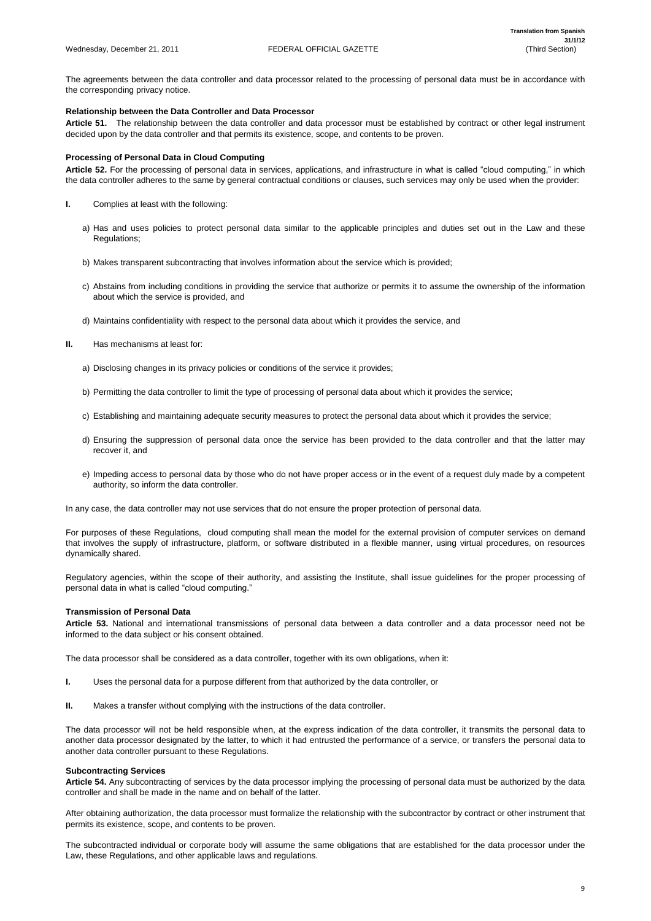The agreements between the data controller and data processor related to the processing of personal data must be in accordance with the corresponding privacy notice.

**Relationship between the Data Controller and Data Processor**

**Article 51.** The relationship between the data controller and data processor must be established by contract or other legal instrument decided upon by the data controller and that permits its existence, scope, and contents to be proven.

**Processing of Personal Data in Cloud Computing**

**Article 52.** For the processing of personal data in services, applications, and infrastructure in what is called "cloud computing," in which the data controller adheres to the same by general contractual conditions or clauses, such services may only be used when the provider:

**I.** Complies at least with the following:

a) Has and uses policies to protect personal data similar to the applicable principles and duties set out in the Law and these Regulations;

b) Makes transparent subcontracting that involves information about the service which is provided;

c) Abstains from including conditions in providing the service that authorize or permits it to assume the ownership of the information about which the service is provided, and

d) Maintains confidentiality with respect to the personal data about which it provides the service, and

**II.** Has mechanisms at least for:

a) Disclosing changes in its privacy policies or conditions of the service it provides;

b) Permitting the data controller to limit the type of processing of personal data about which it provides the service;

c) Establishing and maintaining adequate security measures to protect the personal data about which it provides the service;

d) Ensuring the suppression of personal data once the service has been provided to the data controller and that the latter may recover it, and

e) Impeding access to personal data by those who do not have proper access or in the event of a request duly made by a competent authority, so inform the data controller.

In any case, the data controller may not use services that do not ensure the proper protection of personal data.

For purposes of these Regulations, cloud computing shall mean the model for the external provision of computer services on demand that involves the supply of infrastructure, platform, or software distributed in a flexible manner, using virtual procedures, on resources dynamically shared.

Regulatory agencies, within the scope of their authority, and assisting the Institute, shall issue guidelines for the proper processing of personal data in what is called "cloud computing."

**Transmission of Personal Data**

**Article 53.** National and international transmissions of personal data between a data controller and a data processor need not be informed to the data subject or his consent obtained.

The data processor shall be considered as a data controller, together with its own obligations, when it:

**I.** Uses the personal data for a purpose different from that authorized by the data controller, or

**II.** Makes a transfer without complying with the instructions of the data controller.

The data processor will not be held responsible when, at the express indication of the data controller, it transmits the personal data to another data processor designated by the latter, to which it had entrusted the performance of a service, or transfers the personal data to another data controller pursuant to these Regulations.

**Subcontracting Services**

**Article 54.** Any subcontracting of services by the data processor implying the processing of personal data must be authorized by the data controller and shall be made in the name and on behalf of the latter.

After obtaining authorization, the data processor must formalize the relationship with the subcontractor by contract or other instrument that permits its existence, scope, and contents to be proven.

The subcontracted individual or corporate body will assume the same obligations that are established for the data processor under the Law, these Regulations, and other applicable laws and regulations.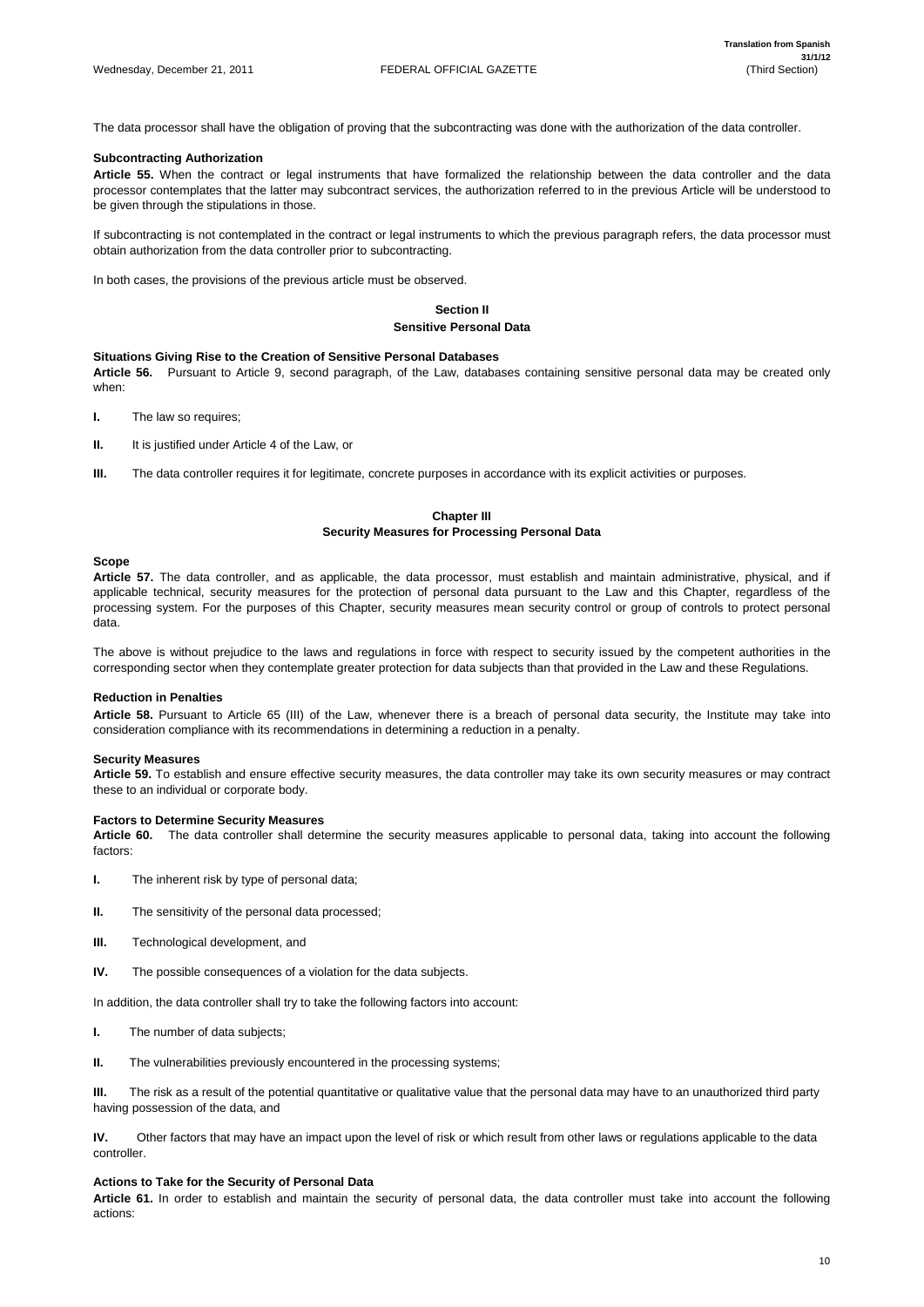The data processor shall have the obligation of proving that the subcontracting was done with the authorization of the data controller.

**Subcontracting Authorization**

**Article 55.** When the contract or legal instruments that have formalized the relationship between the data controller and the data processor contemplates that the latter may subcontract services, the authorization referred to in the previous Article will be understood to be given through the stipulations in those.

If subcontracting is not contemplated in the contract or legal instruments to which the previous paragraph refers, the data processor must obtain authorization from the data controller prior to subcontracting.

In both cases, the provisions of the previous article must be observed.

## Section II
## Sensitive Personal Data

**Situations Giving Rise to the Creation of Sensitive Personal Databases**

**Article 56.** Pursuant to Article 9, second paragraph, of the Law, databases containing sensitive personal data may be created only when:

**I.** The law so requires;

**II.** It is justified under Article 4 of the Law, or

**III.** The data controller requires it for legitimate, concrete purposes in accordance with its explicit activities or purposes.

## Chapter III
## Security Measures for Processing Personal Data

**Scope**

**Article 57.** The data controller, and as applicable, the data processor, must establish and maintain administrative, physical, and if applicable technical, security measures for the protection of personal data pursuant to the Law and this Chapter, regardless of the processing system. For the purposes of this Chapter, security measures mean security control or group of controls to protect personal data.

The above is without prejudice to the laws and regulations in force with respect to security issued by the competent authorities in the corresponding sector when they contemplate greater protection for data subjects than that provided in the Law and these Regulations.

**Reduction in Penalties**

**Article 58.** Pursuant to Article 65 (III) of the Law, whenever there is a breach of personal data security, the Institute may take into consideration compliance with its recommendations in determining a reduction in a penalty.

**Security Measures**

**Article 59.** To establish and ensure effective security measures, the data controller may take its own security measures or may contract these to an individual or corporate body.

**Factors to Determine Security Measures**

**Article 60.** The data controller shall determine the security measures applicable to personal data, taking into account the following factors:

**I.** The inherent risk by type of personal data;

**II.** The sensitivity of the personal data processed;

**III.** Technological development, and

**IV.** The possible consequences of a violation for the data subjects.

In addition, the data controller shall try to take the following factors into account:

**I.** The number of data subjects;

**II.** The vulnerabilities previously encountered in the processing systems;

**III.** The risk as a result of the potential quantitative or qualitative value that the personal data may have to an unauthorized third party having possession of the data, and

**IV.** Other factors that may have an impact upon the level of risk or which result from other laws or regulations applicable to the data controller.

**Actions to Take for the Security of Personal Data**

**Article 61.** In order to establish and maintain the security of personal data, the data controller must take into account the following actions: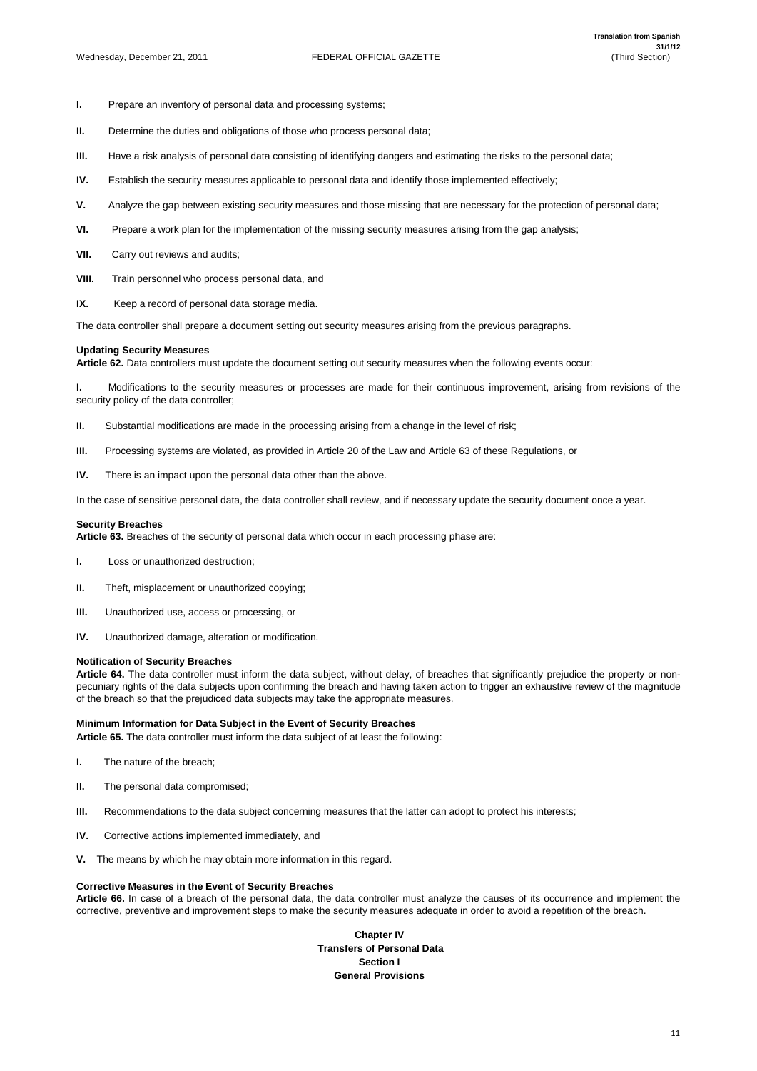**I.** Prepare an inventory of personal data and processing systems;

**II.** Determine the duties and obligations of those who process personal data;

**III.** Have a risk analysis of personal data consisting of identifying dangers and estimating the risks to the personal data;

**IV.** Establish the security measures applicable to personal data and identify those implemented effectively;

**V.** Analyze the gap between existing security measures and those missing that are necessary for the protection of personal data;

**VI.** Prepare a work plan for the implementation of the missing security measures arising from the gap analysis;

**VII.** Carry out reviews and audits;

**VIII.** Train personnel who process personal data, and

**IX.** Keep a record of personal data storage media.

The data controller shall prepare a document setting out security measures arising from the previous paragraphs.

**Updating Security Measures**

**Article 62.** Data controllers must update the document setting out security measures when the following events occur:

**I.** Modifications to the security measures or processes are made for their continuous improvement, arising from revisions of the security policy of the data controller;

**II.** Substantial modifications are made in the processing arising from a change in the level of risk;

**III.** Processing systems are violated, as provided in Article 20 of the Law and Article 63 of these Regulations, or

**IV.** There is an impact upon the personal data other than the above.

In the case of sensitive personal data, the data controller shall review, and if necessary update the security document once a year.

**Security Breaches**

**Article 63.** Breaches of the security of personal data which occur in each processing phase are:

**I.** Loss or unauthorized destruction;

**II.** Theft, misplacement or unauthorized copying;

**III.** Unauthorized use, access or processing, or

**IV.** Unauthorized damage, alteration or modification.

**Notification of Security Breaches**

**Article 64.** The data controller must inform the data subject, without delay, of breaches that significantly prejudice the property or non-pecuniary rights of the data subjects upon confirming the breach and having taken action to trigger an exhaustive review of the magnitude of the breach so that the prejudiced data subjects may take the appropriate measures.

**Minimum Information for Data Subject in the Event of Security Breaches**

**Article 65.** The data controller must inform the data subject of at least the following:

**I.** The nature of the breach;

**II.** The personal data compromised;

**III.** Recommendations to the data subject concerning measures that the latter can adopt to protect his interests;

**IV.** Corrective actions implemented immediately, and

**V.** The means by which he may obtain more information in this regard.

**Corrective Measures in the Event of Security Breaches**

**Article 66.** In case of a breach of the personal data, the data controller must analyze the causes of its occurrence and implement the corrective, preventive and improvement steps to make the security measures adequate in order to avoid a repetition of the breach.

## Chapter IV
## Transfers of Personal Data
### Section I
### General Provisions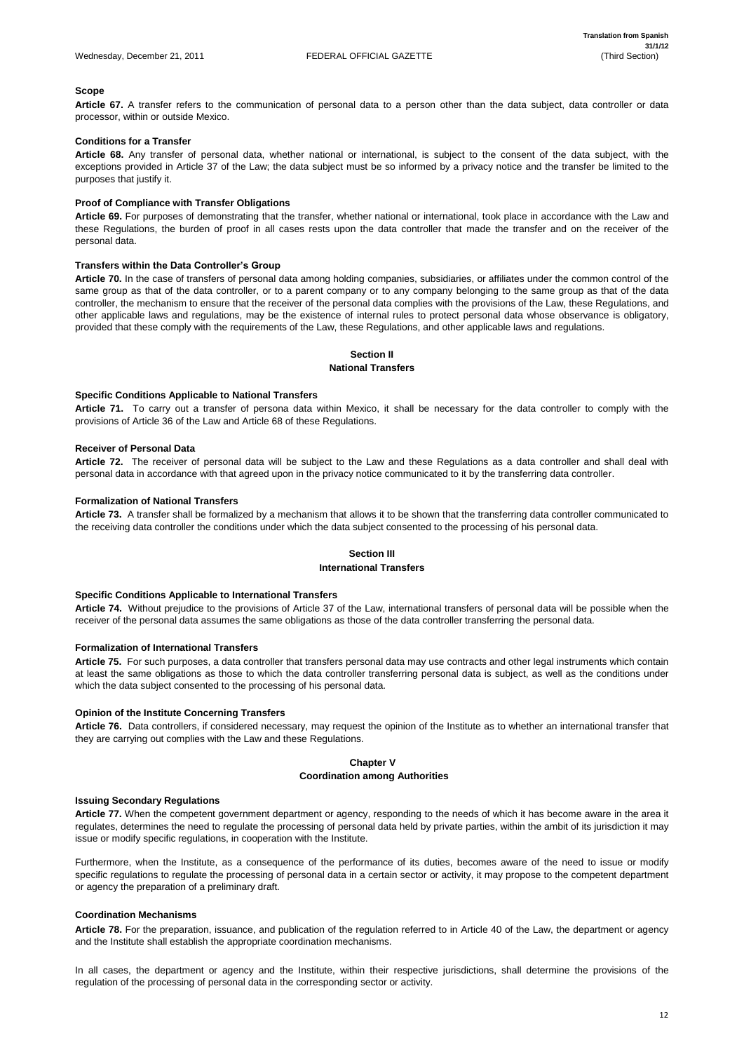**Scope**

**Article 67.** A transfer refers to the communication of personal data to a person other than the data subject, data controller or data processor, within or outside Mexico.

**Conditions for a Transfer**

**Article 68.** Any transfer of personal data, whether national or international, is subject to the consent of the data subject, with the exceptions provided in Article 37 of the Law; the data subject must be so informed by a privacy notice and the transfer be limited to the purposes that justify it.

**Proof of Compliance with Transfer Obligations**

**Article 69.** For purposes of demonstrating that the transfer, whether national or international, took place in accordance with the Law and these Regulations, the burden of proof in all cases rests upon the data controller that made the transfer and on the receiver of the personal data.

**Transfers within the Data Controller's Group**

**Article 70.** In the case of transfers of personal data among holding companies, subsidiaries, or affiliates under the common control of the same group as that of the data controller, or to a parent company or to any company belonging to the same group as that of the data controller, the mechanism to ensure that the receiver of the personal data complies with the provisions of the Law, these Regulations, and other applicable laws and regulations, may be the existence of internal rules to protect personal data whose observance is obligatory, provided that these comply with the requirements of the Law, these Regulations, and other applicable laws and regulations.

## Section II
## National Transfers

**Specific Conditions Applicable to National Transfers**

**Article 71.** To carry out a transfer of persona data within Mexico, it shall be necessary for the data controller to comply with the provisions of Article 36 of the Law and Article 68 of these Regulations.

**Receiver of Personal Data**

**Article 72.** The receiver of personal data will be subject to the Law and these Regulations as a data controller and shall deal with personal data in accordance with that agreed upon in the privacy notice communicated to it by the transferring data controller.

**Formalization of National Transfers**

**Article 73.** A transfer shall be formalized by a mechanism that allows it to be shown that the transferring data controller communicated to the receiving data controller the conditions under which the data subject consented to the processing of his personal data.

## Section III
## International Transfers

**Specific Conditions Applicable to International Transfers**

**Article 74.** Without prejudice to the provisions of Article 37 of the Law, international transfers of personal data will be possible when the receiver of the personal data assumes the same obligations as those of the data controller transferring the personal data.

**Formalization of International Transfers**

**Article 75.** For such purposes, a data controller that transfers personal data may use contracts and other legal instruments which contain at least the same obligations as those to which the data controller transferring personal data is subject, as well as the conditions under which the data subject consented to the processing of his personal data.

**Opinion of the Institute Concerning Transfers**

**Article 76.** Data controllers, if considered necessary, may request the opinion of the Institute as to whether an international transfer that they are carrying out complies with the Law and these Regulations.

## Chapter V
## Coordination among Authorities

**Issuing Secondary Regulations**

**Article 77.** When the competent government department or agency, responding to the needs of which it has become aware in the area it regulates, determines the need to regulate the processing of personal data held by private parties, within the ambit of its jurisdiction it may issue or modify specific regulations, in cooperation with the Institute.

Furthermore, when the Institute, as a consequence of the performance of its duties, becomes aware of the need to issue or modify specific regulations to regulate the processing of personal data in a certain sector or activity, it may propose to the competent department or agency the preparation of a preliminary draft.

**Coordination Mechanisms**

**Article 78.** For the preparation, issuance, and publication of the regulation referred to in Article 40 of the Law, the department or agency and the Institute shall establish the appropriate coordination mechanisms.

In all cases, the department or agency and the Institute, within their respective jurisdictions, shall determine the provisions of the regulation of the processing of personal data in the corresponding sector or activity.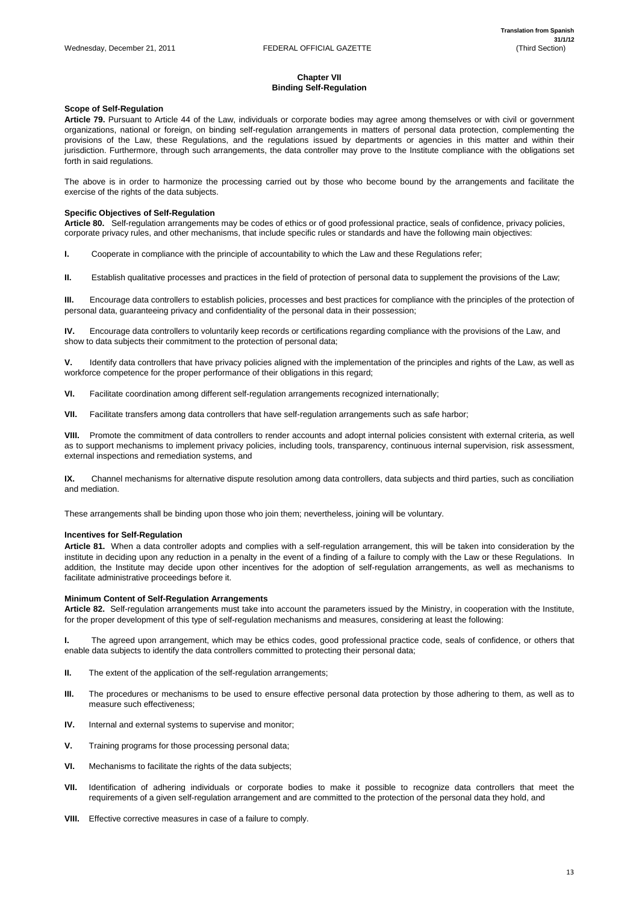## Chapter VII
## Binding Self-Regulation

**Scope of Self-Regulation**

**Article 79.** Pursuant to Article 44 of the Law, individuals or corporate bodies may agree among themselves or with civil or government organizations, national or foreign, on binding self-regulation arrangements in matters of personal data protection, complementing the provisions of the Law, these Regulations, and the regulations issued by departments or agencies in this matter and within their jurisdiction. Furthermore, through such arrangements, the data controller may prove to the Institute compliance with the obligations set forth in said regulations.

The above is in order to harmonize the processing carried out by those who become bound by the arrangements and facilitate the exercise of the rights of the data subjects.

**Specific Objectives of Self-Regulation**

**Article 80.** Self-regulation arrangements may be codes of ethics or of good professional practice, seals of confidence, privacy policies, corporate privacy rules, and other mechanisms, that include specific rules or standards and have the following main objectives:

**I.** Cooperate in compliance with the principle of accountability to which the Law and these Regulations refer;

**II.** Establish qualitative processes and practices in the field of protection of personal data to supplement the provisions of the Law;

**III.** Encourage data controllers to establish policies, processes and best practices for compliance with the principles of the protection of personal data, guaranteeing privacy and confidentiality of the personal data in their possession;

**IV.** Encourage data controllers to voluntarily keep records or certifications regarding compliance with the provisions of the Law, and show to data subjects their commitment to the protection of personal data;

**V.** Identify data controllers that have privacy policies aligned with the implementation of the principles and rights of the Law, as well as workforce competence for the proper performance of their obligations in this regard;

**VI.** Facilitate coordination among different self-regulation arrangements recognized internationally;

**VII.** Facilitate transfers among data controllers that have self-regulation arrangements such as safe harbor;

**VIII.** Promote the commitment of data controllers to render accounts and adopt internal policies consistent with external criteria, as well as to support mechanisms to implement privacy policies, including tools, transparency, continuous internal supervision, risk assessment, external inspections and remediation systems, and

**IX.** Channel mechanisms for alternative dispute resolution among data controllers, data subjects and third parties, such as conciliation and mediation.

These arrangements shall be binding upon those who join them; nevertheless, joining will be voluntary.

**Incentives for Self-Regulation**

**Article 81.** When a data controller adopts and complies with a self-regulation arrangement, this will be taken into consideration by the institute in deciding upon any reduction in a penalty in the event of a finding of a failure to comply with the Law or these Regulations. In addition, the Institute may decide upon other incentives for the adoption of self-regulation arrangements, as well as mechanisms to facilitate administrative proceedings before it.

**Minimum Content of Self-Regulation Arrangements**

**Article 82.** Self-regulation arrangements must take into account the parameters issued by the Ministry, in cooperation with the Institute, for the proper development of this type of self-regulation mechanisms and measures, considering at least the following:

**I.** The agreed upon arrangement, which may be ethics codes, good professional practice code, seals of confidence, or others that enable data subjects to identify the data controllers committed to protecting their personal data;

**II.** The extent of the application of the self-regulation arrangements;

**III.** The procedures or mechanisms to be used to ensure effective personal data protection by those adhering to them, as well as to measure such effectiveness;

**IV.** Internal and external systems to supervise and monitor;

**V.** Training programs for those processing personal data;

**VI.** Mechanisms to facilitate the rights of the data subjects;

**VII.** Identification of adhering individuals or corporate bodies to make it possible to recognize data controllers that meet the requirements of a given self-regulation arrangement and are committed to the protection of the personal data they hold, and

**VIII.** Effective corrective measures in case of a failure to comply.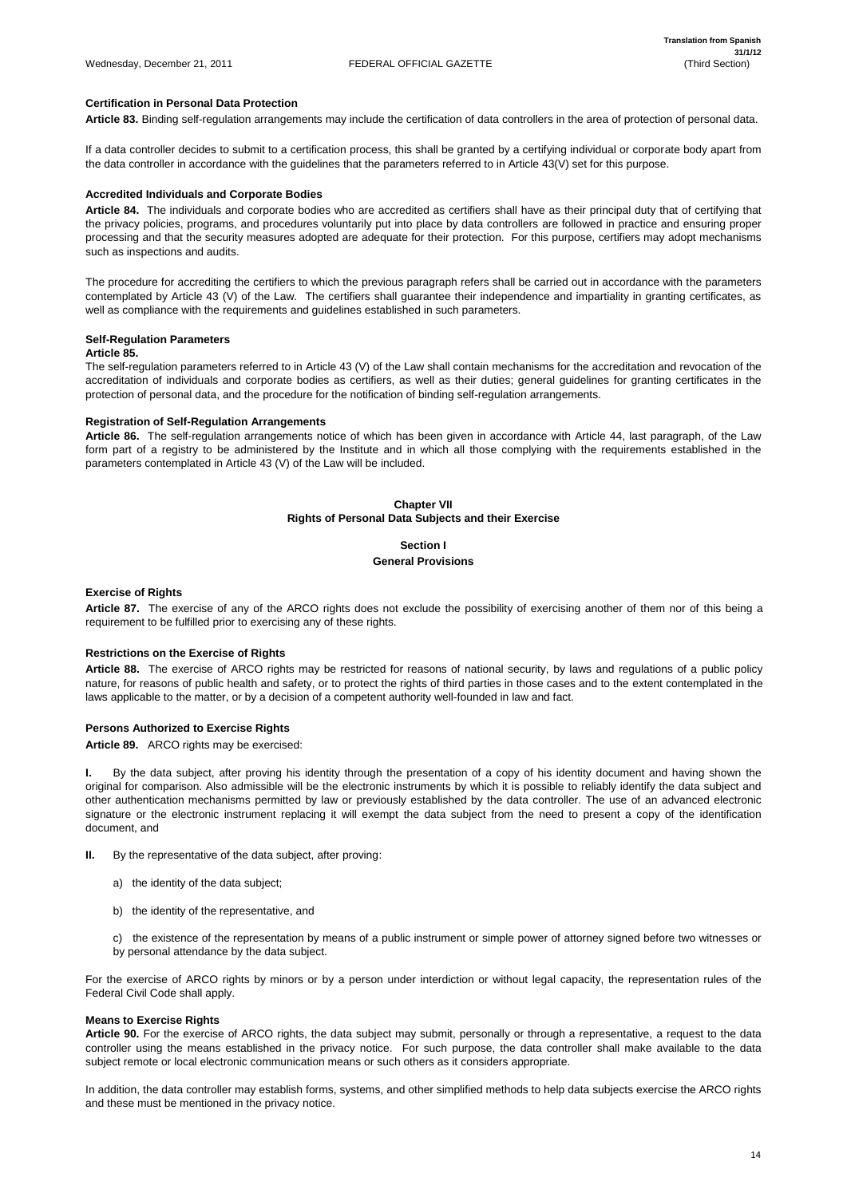**Certification in Personal Data Protection**

**Article 83.** Binding self-regulation arrangements may include the certification of data controllers in the area of protection of personal data.

If a data controller decides to submit to a certification process, this shall be granted by a certifying individual or corporate body apart from the data controller in accordance with the guidelines that the parameters referred to in Article 43(V) set for this purpose.

**Accredited Individuals and Corporate Bodies**

**Article 84.** The individuals and corporate bodies who are accredited as certifiers shall have as their principal duty that of certifying that the privacy policies, programs, and procedures voluntarily put into place by data controllers are followed in practice and ensuring proper processing and that the security measures adopted are adequate for their protection. For this purpose, certifiers may adopt mechanisms such as inspections and audits.

The procedure for accrediting the certifiers to which the previous paragraph refers shall be carried out in accordance with the parameters contemplated by Article 43 (V) of the Law. The certifiers shall guarantee their independence and impartiality in granting certificates, as well as compliance with the requirements and guidelines established in such parameters.

**Self-Regulation Parameters**

**Article 85.**

The self-regulation parameters referred to in Article 43 (V) of the Law shall contain mechanisms for the accreditation and revocation of the accreditation of individuals and corporate bodies as certifiers, as well as their duties; general guidelines for granting certificates in the protection of personal data, and the procedure for the notification of binding self-regulation arrangements.

**Registration of Self-Regulation Arrangements**

**Article 86.** The self-regulation arrangements notice of which has been given in accordance with Article 44, last paragraph, of the Law form part of a registry to be administered by the Institute and in which all those complying with the requirements established in the parameters contemplated in Article 43 (V) of the Law will be included.

## Chapter VII
## Rights of Personal Data Subjects and their Exercise

### Section I
### General Provisions

**Exercise of Rights**

**Article 87.** The exercise of any of the ARCO rights does not exclude the possibility of exercising another of them nor of this being a requirement to be fulfilled prior to exercising any of these rights.

**Restrictions on the Exercise of Rights**

**Article 88.** The exercise of ARCO rights may be restricted for reasons of national security, by laws and regulations of a public policy nature, for reasons of public health and safety, or to protect the rights of third parties in those cases and to the extent contemplated in the laws applicable to the matter, or by a decision of a competent authority well-founded in law and fact.

**Persons Authorized to Exercise Rights**

**Article 89.** ARCO rights may be exercised:

**I.** By the data subject, after proving his identity through the presentation of a copy of his identity document and having shown the original for comparison. Also admissible will be the electronic instruments by which it is possible to reliably identify the data subject and other authentication mechanisms permitted by law or previously established by the data controller. The use of an advanced electronic signature or the electronic instrument replacing it will exempt the data subject from the need to present a copy of the identification document, and

**II.** By the representative of the data subject, after proving:

a) the identity of the data subject;

b) the identity of the representative, and

c) the existence of the representation by means of a public instrument or simple power of attorney signed before two witnesses or by personal attendance by the data subject.

For the exercise of ARCO rights by minors or by a person under interdiction or without legal capacity, the representation rules of the Federal Civil Code shall apply.

**Means to Exercise Rights**

**Article 90.** For the exercise of ARCO rights, the data subject may submit, personally or through a representative, a request to the data controller using the means established in the privacy notice. For such purpose, the data controller shall make available to the data subject remote or local electronic communication means or such others as it considers appropriate.

In addition, the data controller may establish forms, systems, and other simplified methods to help data subjects exercise the ARCO rights and these must be mentioned in the privacy notice.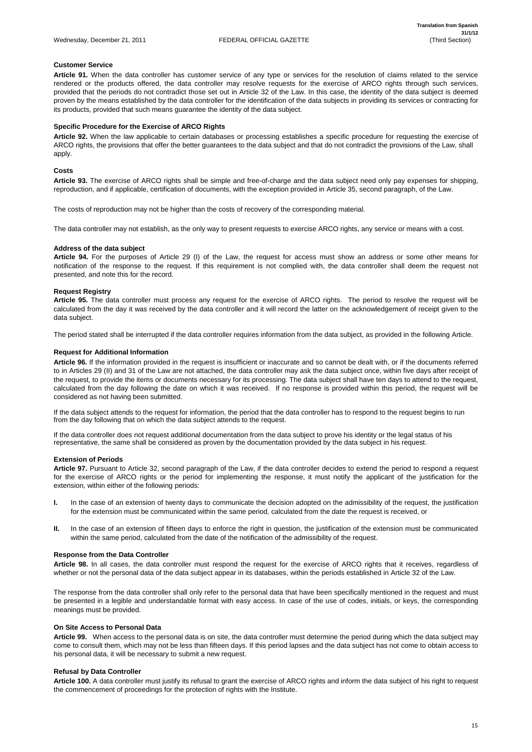**Customer Service**

**Article 91.** When the data controller has customer service of any type or services for the resolution of claims related to the service rendered or the products offered, the data controller may resolve requests for the exercise of ARCO rights through such services, provided that the periods do not contradict those set out in Article 32 of the Law. In this case, the identity of the data subject is deemed proven by the means established by the data controller for the identification of the data subjects in providing its services or contracting for its products, provided that such means guarantee the identity of the data subject.

**Specific Procedure for the Exercise of ARCO Rights**

**Article 92.** When the law applicable to certain databases or processing establishes a specific procedure for requesting the exercise of ARCO rights, the provisions that offer the better guarantees to the data subject and that do not contradict the provisions of the Law, shall apply.

**Costs**

**Article 93.** The exercise of ARCO rights shall be simple and free-of-charge and the data subject need only pay expenses for shipping, reproduction, and if applicable, certification of documents, with the exception provided in Article 35, second paragraph, of the Law.

The costs of reproduction may not be higher than the costs of recovery of the corresponding material.

The data controller may not establish, as the only way to present requests to exercise ARCO rights, any service or means with a cost.

**Address of the data subject**

**Article 94.** For the purposes of Article 29 (I) of the Law, the request for access must show an address or some other means for notification of the response to the request. If this requirement is not complied with, the data controller shall deem the request not presented, and note this for the record.

**Request Registry**

**Article 95.** The data controller must process any request for the exercise of ARCO rights. The period to resolve the request will be calculated from the day it was received by the data controller and it will record the latter on the acknowledgement of receipt given to the data subject.

The period stated shall be interrupted if the data controller requires information from the data subject, as provided in the following Article.

**Request for Additional Information**

**Article 96.** If the information provided in the request is insufficient or inaccurate and so cannot be dealt with, or if the documents referred to in Articles 29 (II) and 31 of the Law are not attached, the data controller may ask the data subject once, within five days after receipt of the request, to provide the items or documents necessary for its processing. The data subject shall have ten days to attend to the request, calculated from the day following the date on which it was received. If no response is provided within this period, the request will be considered as not having been submitted.

If the data subject attends to the request for information, the period that the data controller has to respond to the request begins to run from the day following that on which the data subject attends to the request.

If the data controller does not request additional documentation from the data subject to prove his identity or the legal status of his representative, the same shall be considered as proven by the documentation provided by the data subject in his request.

**Extension of Periods**

**Article 97.** Pursuant to Article 32, second paragraph of the Law, if the data controller decides to extend the period to respond a request for the exercise of ARCO rights or the period for implementing the response, it must notify the applicant of the justification for the extension, within either of the following periods:

**I.** In the case of an extension of twenty days to communicate the decision adopted on the admissibility of the request, the justification for the extension must be communicated within the same period, calculated from the date the request is received, or

**II.** In the case of an extension of fifteen days to enforce the right in question, the justification of the extension must be communicated within the same period, calculated from the date of the notification of the admissibility of the request.

**Response from the Data Controller**

**Article 98.** In all cases, the data controller must respond the request for the exercise of ARCO rights that it receives, regardless of whether or not the personal data of the data subject appear in its databases, within the periods established in Article 32 of the Law.

The response from the data controller shall only refer to the personal data that have been specifically mentioned in the request and must be presented in a legible and understandable format with easy access. In case of the use of codes, initials, or keys, the corresponding meanings must be provided.

**On Site Access to Personal Data**

**Article 99.** When access to the personal data is on site, the data controller must determine the period during which the data subject may come to consult them, which may not be less than fifteen days. If this period lapses and the data subject has not come to obtain access to his personal data, it will be necessary to submit a new request.

**Refusal by Data Controller**

**Article 100.** A data controller must justify its refusal to grant the exercise of ARCO rights and inform the data subject of his right to request the commencement of proceedings for the protection of rights with the Institute.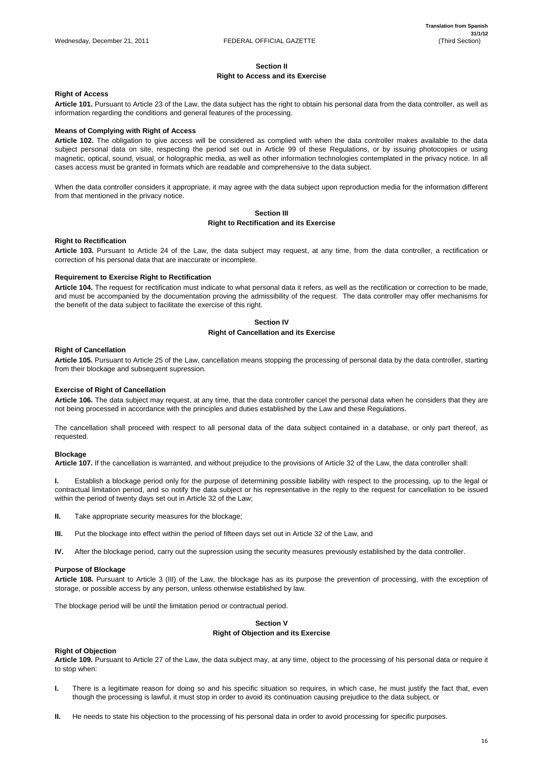## Section II
## Right to Access and its Exercise

**Right of Access**

**Article 101.** Pursuant to Article 23 of the Law, the data subject has the right to obtain his personal data from the data controller, as well as information regarding the conditions and general features of the processing.

**Means of Complying with Right of Access**

**Article 102.** The obligation to give access will be considered as complied with when the data controller makes available to the data subject personal data on site, respecting the period set out in Article 99 of these Regulations, or by issuing photocopies or using magnetic, optical, sound, visual, or holographic media, as well as other information technologies contemplated in the privacy notice. In all cases access must be granted in formats which are readable and comprehensive to the data subject.

When the data controller considers it appropriate, it may agree with the data subject upon reproduction media for the information different from that mentioned in the privacy notice.

## Section III
## Right to Rectification and its Exercise

**Right to Rectification**

**Article 103.** Pursuant to Article 24 of the Law, the data subject may request, at any time, from the data controller, a rectification or correction of his personal data that are inaccurate or incomplete.

**Requirement to Exercise Right to Rectification**

**Article 104.** The request for rectification must indicate to what personal data it refers, as well as the rectification or correction to be made, and must be accompanied by the documentation proving the admissibility of the request. The data controller may offer mechanisms for the benefit of the data subject to facilitate the exercise of this right.

## Section IV
## Right of Cancellation and its Exercise

**Right of Cancellation**

**Article 105.** Pursuant to Article 25 of the Law, cancellation means stopping the processing of personal data by the data controller, starting from their blockage and subsequent supression.

**Exercise of Right of Cancellation**

**Article 106.** The data subject may request, at any time, that the data controller cancel the personal data when he considers that they are not being processed in accordance with the principles and duties established by the Law and these Regulations.

The cancellation shall proceed with respect to all personal data of the data subject contained in a database, or only part thereof, as requested.

**Blockage**

**Article 107.** If the cancellation is warranted, and without prejudice to the provisions of Article 32 of the Law, the data controller shall:

**I.** Establish a blockage period only for the purpose of determining possible liability with respect to the processing, up to the legal or contractual limitation period, and so notify the data subject or his representative in the reply to the request for cancellation to be issued within the period of twenty days set out in Article 32 of the Law;

**II.** Take appropriate security measures for the blockage;

**III.** Put the blockage into effect within the period of fifteen days set out in Article 32 of the Law, and

**IV.** After the blockage period, carry out the supression using the security measures previously established by the data controller.

**Purpose of Blockage**

**Article 108.** Pursuant to Article 3 (III) of the Law, the blockage has as its purpose the prevention of processing, with the exception of storage, or possible access by any person, unless otherwise established by law.

The blockage period will be until the limitation period or contractual period.

## Section V
## Right of Objection and its Exercise

**Right of Objection**

**Article 109.** Pursuant to Article 27 of the Law, the data subject may, at any time, object to the processing of his personal data or require it to stop when:

**I.** There is a legitimate reason for doing so and his specific situation so requires, in which case, he must justify the fact that, even though the processing is lawful, it must stop in order to avoid its continuation causing prejudice to the data subject, or

**II.** He needs to state his objection to the processing of his personal data in order to avoid processing for specific purposes.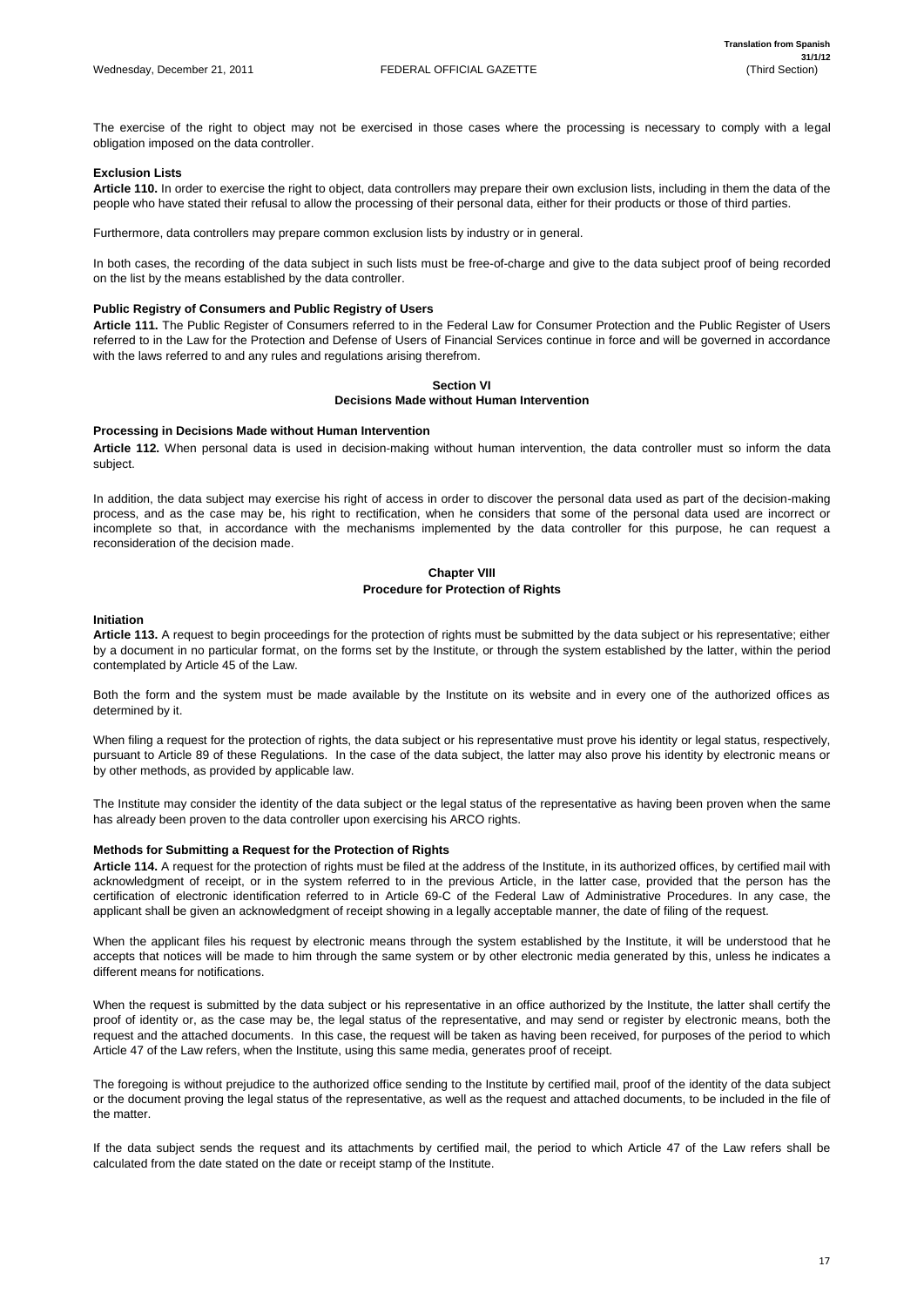The exercise of the right to object may not be exercised in those cases where the processing is necessary to comply with a legal obligation imposed on the data controller.

**Exclusion Lists**

**Article 110.** In order to exercise the right to object, data controllers may prepare their own exclusion lists, including in them the data of the people who have stated their refusal to allow the processing of their personal data, either for their products or those of third parties.

Furthermore, data controllers may prepare common exclusion lists by industry or in general.

In both cases, the recording of the data subject in such lists must be free-of-charge and give to the data subject proof of being recorded on the list by the means established by the data controller.

**Public Registry of Consumers and Public Registry of Users**

**Article 111.** The Public Register of Consumers referred to in the Federal Law for Consumer Protection and the Public Register of Users referred to in the Law for the Protection and Defense of Users of Financial Services continue in force and will be governed in accordance with the laws referred to and any rules and regulations arising therefrom.

## Section VI
## Decisions Made without Human Intervention

**Processing in Decisions Made without Human Intervention**

**Article 112.** When personal data is used in decision-making without human intervention, the data controller must so inform the data subject.

In addition, the data subject may exercise his right of access in order to discover the personal data used as part of the decision-making process, and as the case may be, his right to rectification, when he considers that some of the personal data used are incorrect or incomplete so that, in accordance with the mechanisms implemented by the data controller for this purpose, he can request a reconsideration of the decision made.

## Chapter VIII
## Procedure for Protection of Rights

**Initiation**

**Article 113.** A request to begin proceedings for the protection of rights must be submitted by the data subject or his representative; either by a document in no particular format, on the forms set by the Institute, or through the system established by the latter, within the period contemplated by Article 45 of the Law.

Both the form and the system must be made available by the Institute on its website and in every one of the authorized offices as determined by it.

When filing a request for the protection of rights, the data subject or his representative must prove his identity or legal status, respectively, pursuant to Article 89 of these Regulations. In the case of the data subject, the latter may also prove his identity by electronic means or by other methods, as provided by applicable law.

The Institute may consider the identity of the data subject or the legal status of the representative as having been proven when the same has already been proven to the data controller upon exercising his ARCO rights.

**Methods for Submitting a Request for the Protection of Rights**

**Article 114.** A request for the protection of rights must be filed at the address of the Institute, in its authorized offices, by certified mail with acknowledgment of receipt, or in the system referred to in the previous Article, in the latter case, provided that the person has the certification of electronic identification referred to in Article 69-C of the Federal Law of Administrative Procedures. In any case, the applicant shall be given an acknowledgment of receipt showing in a legally acceptable manner, the date of filing of the request.

When the applicant files his request by electronic means through the system established by the Institute, it will be understood that he accepts that notices will be made to him through the same system or by other electronic media generated by this, unless he indicates a different means for notifications.

When the request is submitted by the data subject or his representative in an office authorized by the Institute, the latter shall certify the proof of identity or, as the case may be, the legal status of the representative, and may send or register by electronic means, both the request and the attached documents. In this case, the request will be taken as having been received, for purposes of the period to which Article 47 of the Law refers, when the Institute, using this same media, generates proof of receipt.

The foregoing is without prejudice to the authorized office sending to the Institute by certified mail, proof of the identity of the data subject or the document proving the legal status of the representative, as well as the request and attached documents, to be included in the file of the matter.

If the data subject sends the request and its attachments by certified mail, the period to which Article 47 of the Law refers shall be calculated from the date stated on the date or receipt stamp of the Institute.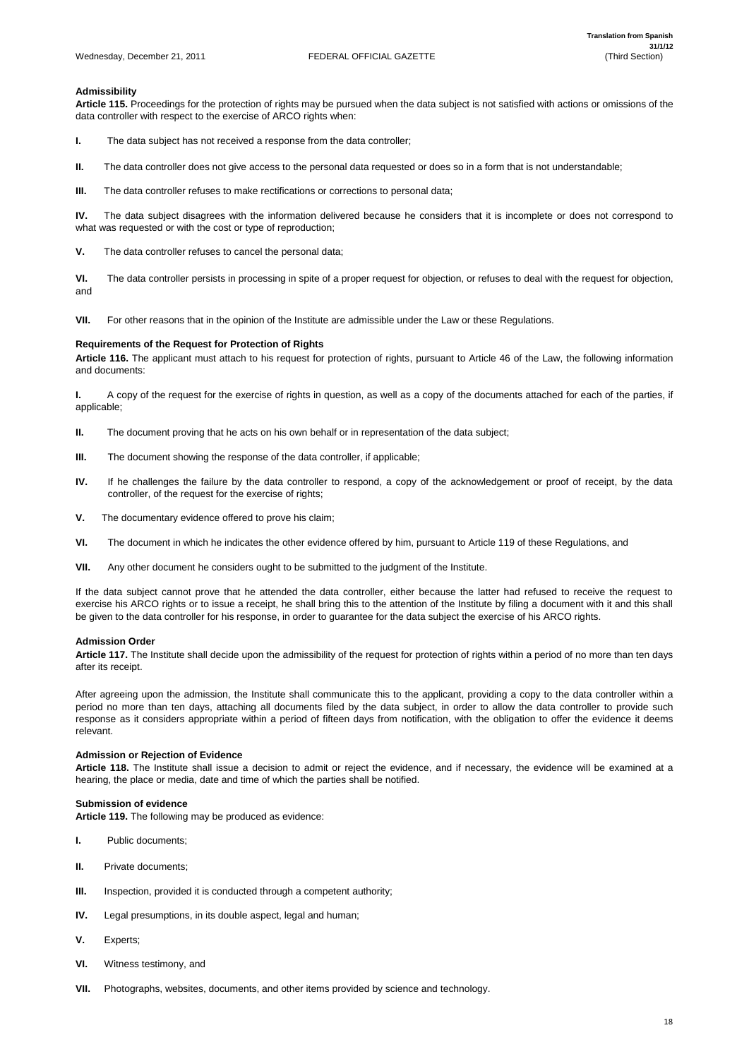**Admissibility**

**Article 115.** Proceedings for the protection of rights may be pursued when the data subject is not satisfied with actions or omissions of the data controller with respect to the exercise of ARCO rights when:

**I.** The data subject has not received a response from the data controller;

**II.** The data controller does not give access to the personal data requested or does so in a form that is not understandable;

**III.** The data controller refuses to make rectifications or corrections to personal data;

**IV.** The data subject disagrees with the information delivered because he considers that it is incomplete or does not correspond to what was requested or with the cost or type of reproduction;

**V.** The data controller refuses to cancel the personal data;

**VI.** The data controller persists in processing in spite of a proper request for objection, or refuses to deal with the request for objection, and

**VII.** For other reasons that in the opinion of the Institute are admissible under the Law or these Regulations.

**Requirements of the Request for Protection of Rights**

**Article 116.** The applicant must attach to his request for protection of rights, pursuant to Article 46 of the Law, the following information and documents:

**I.** A copy of the request for the exercise of rights in question, as well as a copy of the documents attached for each of the parties, if applicable;

**II.** The document proving that he acts on his own behalf or in representation of the data subject;

**III.** The document showing the response of the data controller, if applicable;

**IV.** If he challenges the failure by the data controller to respond, a copy of the acknowledgement or proof of receipt, by the data controller, of the request for the exercise of rights;

**V.** The documentary evidence offered to prove his claim;

**VI.** The document in which he indicates the other evidence offered by him, pursuant to Article 119 of these Regulations, and

**VII.** Any other document he considers ought to be submitted to the judgment of the Institute.

If the data subject cannot prove that he attended the data controller, either because the latter had refused to receive the request to exercise his ARCO rights or to issue a receipt, he shall bring this to the attention of the Institute by filing a document with it and this shall be given to the data controller for his response, in order to guarantee for the data subject the exercise of his ARCO rights.

**Admission Order**

**Article 117.** The Institute shall decide upon the admissibility of the request for protection of rights within a period of no more than ten days after its receipt.

After agreeing upon the admission, the Institute shall communicate this to the applicant, providing a copy to the data controller within a period no more than ten days, attaching all documents filed by the data subject, in order to allow the data controller to provide such response as it considers appropriate within a period of fifteen days from notification, with the obligation to offer the evidence it deems relevant.

**Admission or Rejection of Evidence**

**Article 118.** The Institute shall issue a decision to admit or reject the evidence, and if necessary, the evidence will be examined at a hearing, the place or media, date and time of which the parties shall be notified.

**Submission of evidence**

**Article 119.** The following may be produced as evidence:

**I.** Public documents;

**II.** Private documents;

**III.** Inspection, provided it is conducted through a competent authority;

**IV.** Legal presumptions, in its double aspect, legal and human;

**V.** Experts;

**VI.** Witness testimony, and

**VII.** Photographs, websites, documents, and other items provided by science and technology.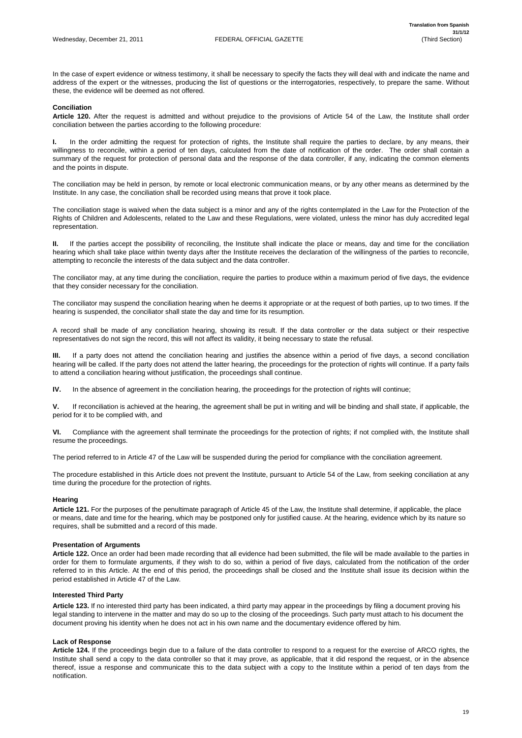In the case of expert evidence or witness testimony, it shall be necessary to specify the facts they will deal with and indicate the name and address of the expert or the witnesses, producing the list of questions or the interrogatories, respectively, to prepare the same. Without these, the evidence will be deemed as not offered.

**Conciliation**

**Article 120.** After the request is admitted and without prejudice to the provisions of Article 54 of the Law, the Institute shall order conciliation between the parties according to the following procedure:

**I.** In the order admitting the request for protection of rights, the Institute shall require the parties to declare, by any means, their willingness to reconcile, within a period of ten days, calculated from the date of notification of the order. The order shall contain a summary of the request for protection of personal data and the response of the data controller, if any, indicating the common elements and the points in dispute.

The conciliation may be held in person, by remote or local electronic communication means, or by any other means as determined by the Institute. In any case, the conciliation shall be recorded using means that prove it took place.

The conciliation stage is waived when the data subject is a minor and any of the rights contemplated in the Law for the Protection of the Rights of Children and Adolescents, related to the Law and these Regulations, were violated, unless the minor has duly accredited legal representation.

**II.** If the parties accept the possibility of reconciling, the Institute shall indicate the place or means, day and time for the conciliation hearing which shall take place within twenty days after the Institute receives the declaration of the willingness of the parties to reconcile, attempting to reconcile the interests of the data subject and the data controller.

The conciliator may, at any time during the conciliation, require the parties to produce within a maximum period of five days, the evidence that they consider necessary for the conciliation.

The conciliator may suspend the conciliation hearing when he deems it appropriate or at the request of both parties, up to two times. If the hearing is suspended, the conciliator shall state the day and time for its resumption.

A record shall be made of any conciliation hearing, showing its result. If the data controller or the data subject or their respective representatives do not sign the record, this will not affect its validity, it being necessary to state the refusal.

**III.** If a party does not attend the conciliation hearing and justifies the absence within a period of five days, a second conciliation hearing will be called. If the party does not attend the latter hearing, the proceedings for the protection of rights will continue. If a party fails to attend a conciliation hearing without justification, the proceedings shall continue.

**IV.** In the absence of agreement in the conciliation hearing, the proceedings for the protection of rights will continue;

**V.** If reconciliation is achieved at the hearing, the agreement shall be put in writing and will be binding and shall state, if applicable, the period for it to be complied with, and

**VI.** Compliance with the agreement shall terminate the proceedings for the protection of rights; if not complied with, the Institute shall resume the proceedings.

The period referred to in Article 47 of the Law will be suspended during the period for compliance with the conciliation agreement.

The procedure established in this Article does not prevent the Institute, pursuant to Article 54 of the Law, from seeking conciliation at any time during the procedure for the protection of rights.

**Hearing**

**Article 121.** For the purposes of the penultimate paragraph of Article 45 of the Law, the Institute shall determine, if applicable, the place or means, date and time for the hearing, which may be postponed only for justified cause. At the hearing, evidence which by its nature so requires, shall be submitted and a record of this made.

**Presentation of Arguments**

**Article 122.** Once an order had been made recording that all evidence had been submitted, the file will be made available to the parties in order for them to formulate arguments, if they wish to do so, within a period of five days, calculated from the notification of the order referred to in this Article. At the end of this period, the proceedings shall be closed and the Institute shall issue its decision within the period established in Article 47 of the Law.

**Interested Third Party**

**Article 123.** If no interested third party has been indicated, a third party may appear in the proceedings by filing a document proving his legal standing to intervene in the matter and may do so up to the closing of the proceedings. Such party must attach to his document the document proving his identity when he does not act in his own name and the documentary evidence offered by him.

**Lack of Response**

**Article 124.** If the proceedings begin due to a failure of the data controller to respond to a request for the exercise of ARCO rights, the Institute shall send a copy to the data controller so that it may prove, as applicable, that it did respond the request, or in the absence thereof, issue a response and communicate this to the data subject with a copy to the Institute within a period of ten days from the notification.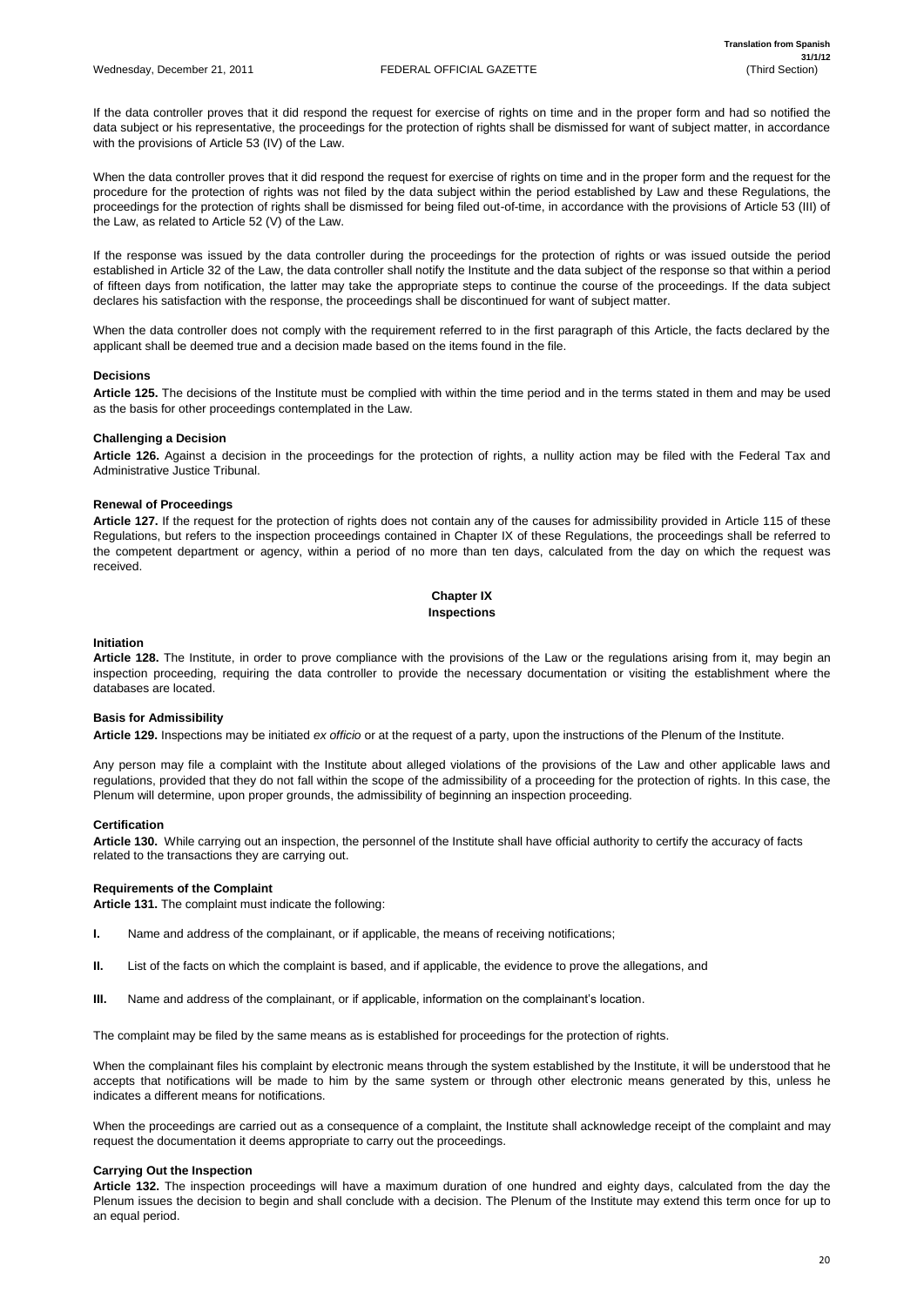If the data controller proves that it did respond the request for exercise of rights on time and in the proper form and had so notified the data subject or his representative, the proceedings for the protection of rights shall be dismissed for want of subject matter, in accordance with the provisions of Article 53 (IV) of the Law.

When the data controller proves that it did respond the request for exercise of rights on time and in the proper form and the request for the procedure for the protection of rights was not filed by the data subject within the period established by Law and these Regulations, the proceedings for the protection of rights shall be dismissed for being filed out-of-time, in accordance with the provisions of Article 53 (III) of the Law, as related to Article 52 (V) of the Law.

If the response was issued by the data controller during the proceedings for the protection of rights or was issued outside the period established in Article 32 of the Law, the data controller shall notify the Institute and the data subject of the response so that within a period of fifteen days from notification, the latter may take the appropriate steps to continue the course of the proceedings. If the data subject declares his satisfaction with the response, the proceedings shall be discontinued for want of subject matter.

When the data controller does not comply with the requirement referred to in the first paragraph of this Article, the facts declared by the applicant shall be deemed true and a decision made based on the items found in the file.

#### Decisions

**Article 125.** The decisions of the Institute must be complied with within the time period and in the terms stated in them and may be used as the basis for other proceedings contemplated in the Law.

#### Challenging a Decision

**Article 126.** Against a decision in the proceedings for the protection of rights, a nullity action may be filed with the Federal Tax and Administrative Justice Tribunal.

#### Renewal of Proceedings

**Article 127.** If the request for the protection of rights does not contain any of the causes for admissibility provided in Article 115 of these Regulations, but refers to the inspection proceedings contained in Chapter IX of these Regulations, the proceedings shall be referred to the competent department or agency, within a period of no more than ten days, calculated from the day on which the request was received.

## Chapter IX
## Inspections

#### Initiation

**Article 128.** The Institute, in order to prove compliance with the provisions of the Law or the regulations arising from it, may begin an inspection proceeding, requiring the data controller to provide the necessary documentation or visiting the establishment where the databases are located.

#### Basis for Admissibility

**Article 129.** Inspections may be initiated *ex officio* or at the request of a party, upon the instructions of the Plenum of the Institute.

Any person may file a complaint with the Institute about alleged violations of the provisions of the Law and other applicable laws and regulations, provided that they do not fall within the scope of the admissibility of a proceeding for the protection of rights. In this case, the Plenum will determine, upon proper grounds, the admissibility of beginning an inspection proceeding.

#### Certification

**Article 130.** While carrying out an inspection, the personnel of the Institute shall have official authority to certify the accuracy of facts related to the transactions they are carrying out.

#### Requirements of the Complaint

**Article 131.** The complaint must indicate the following:

**I.** Name and address of the complainant, or if applicable, the means of receiving notifications;

**II.** List of the facts on which the complaint is based, and if applicable, the evidence to prove the allegations, and

**III.** Name and address of the complainant, or if applicable, information on the complainant's location.

The complaint may be filed by the same means as is established for proceedings for the protection of rights.

When the complainant files his complaint by electronic means through the system established by the Institute, it will be understood that he accepts that notifications will be made to him by the same system or through other electronic means generated by this, unless he indicates a different means for notifications.

When the proceedings are carried out as a consequence of a complaint, the Institute shall acknowledge receipt of the complaint and may request the documentation it deems appropriate to carry out the proceedings.

#### Carrying Out the Inspection

**Article 132.** The inspection proceedings will have a maximum duration of one hundred and eighty days, calculated from the day the Plenum issues the decision to begin and shall conclude with a decision. The Plenum of the Institute may extend this term once for up to an equal period.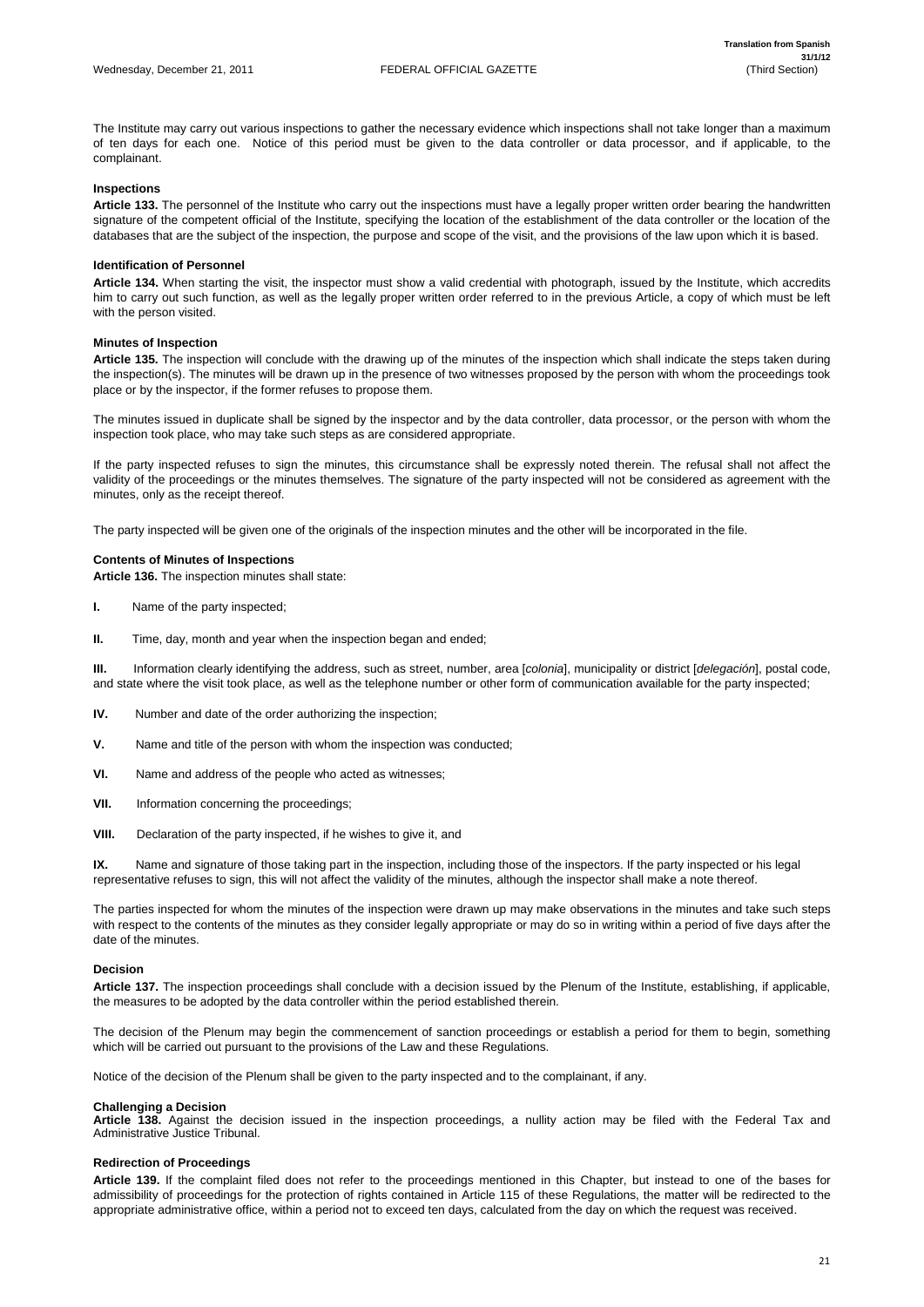The Institute may carry out various inspections to gather the necessary evidence which inspections shall not take longer than a maximum of ten days for each one. Notice of this period must be given to the data controller or data processor, and if applicable, to the complainant.

**Inspections**

**Article 133.** The personnel of the Institute who carry out the inspections must have a legally proper written order bearing the handwritten signature of the competent official of the Institute, specifying the location of the establishment of the data controller or the location of the databases that are the subject of the inspection, the purpose and scope of the visit, and the provisions of the law upon which it is based.

**Identification of Personnel**

**Article 134.** When starting the visit, the inspector must show a valid credential with photograph, issued by the Institute, which accredits him to carry out such function, as well as the legally proper written order referred to in the previous Article, a copy of which must be left with the person visited.

**Minutes of Inspection**

**Article 135.** The inspection will conclude with the drawing up of the minutes of the inspection which shall indicate the steps taken during the inspection(s). The minutes will be drawn up in the presence of two witnesses proposed by the person with whom the proceedings took place or by the inspector, if the former refuses to propose them.

The minutes issued in duplicate shall be signed by the inspector and by the data controller, data processor, or the person with whom the inspection took place, who may take such steps as are considered appropriate.

If the party inspected refuses to sign the minutes, this circumstance shall be expressly noted therein. The refusal shall not affect the validity of the proceedings or the minutes themselves. The signature of the party inspected will not be considered as agreement with the minutes, only as the receipt thereof.

The party inspected will be given one of the originals of the inspection minutes and the other will be incorporated in the file.

**Contents of Minutes of Inspections**

**Article 136.** The inspection minutes shall state:

**I.** Name of the party inspected;

**II.** Time, day, month and year when the inspection began and ended;

**III.** Information clearly identifying the address, such as street, number, area [*colonia*], municipality or district [*delegación*], postal code, and state where the visit took place, as well as the telephone number or other form of communication available for the party inspected;

**IV.** Number and date of the order authorizing the inspection;

**V.** Name and title of the person with whom the inspection was conducted;

**VI.** Name and address of the people who acted as witnesses;

**VII.** Information concerning the proceedings;

**VIII.** Declaration of the party inspected, if he wishes to give it, and

**IX.** Name and signature of those taking part in the inspection, including those of the inspectors. If the party inspected or his legal representative refuses to sign, this will not affect the validity of the minutes, although the inspector shall make a note thereof.

The parties inspected for whom the minutes of the inspection were drawn up may make observations in the minutes and take such steps with respect to the contents of the minutes as they consider legally appropriate or may do so in writing within a period of five days after the date of the minutes.

**Decision**

**Article 137.** The inspection proceedings shall conclude with a decision issued by the Plenum of the Institute, establishing, if applicable, the measures to be adopted by the data controller within the period established therein.

The decision of the Plenum may begin the commencement of sanction proceedings or establish a period for them to begin, something which will be carried out pursuant to the provisions of the Law and these Regulations.

Notice of the decision of the Plenum shall be given to the party inspected and to the complainant, if any.

**Challenging a Decision**

**Article 138.** Against the decision issued in the inspection proceedings, a nullity action may be filed with the Federal Tax and Administrative Justice Tribunal.

**Redirection of Proceedings**

**Article 139.** If the complaint filed does not refer to the proceedings mentioned in this Chapter, but instead to one of the bases for admissibility of proceedings for the protection of rights contained in Article 115 of these Regulations, the matter will be redirected to the appropriate administrative office, within a period not to exceed ten days, calculated from the day on which the request was received.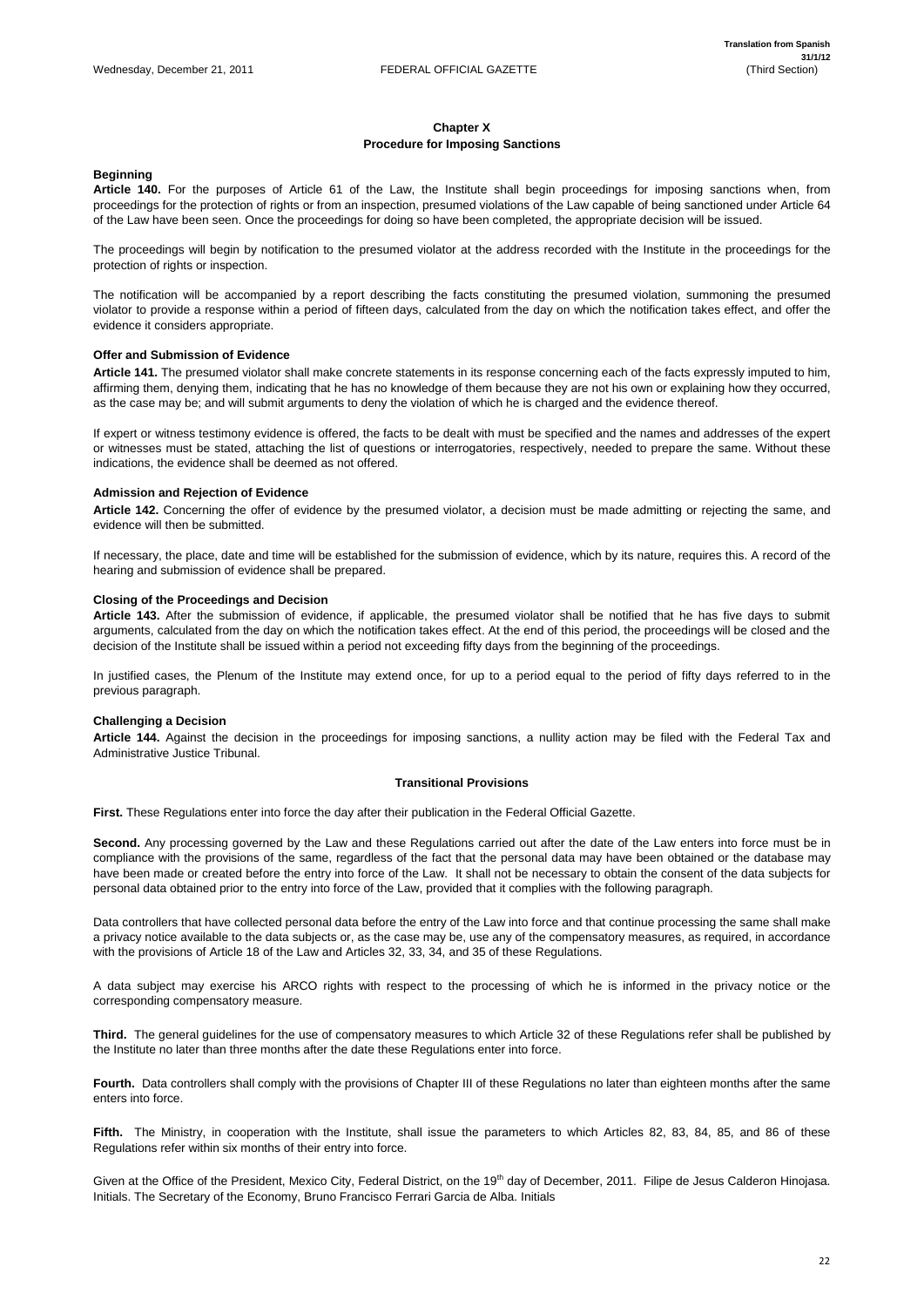## Chapter X
## Procedure for Imposing Sanctions

### Beginning

**Article 140.** For the purposes of Article 61 of the Law, the Institute shall begin proceedings for imposing sanctions when, from proceedings for the protection of rights or from an inspection, presumed violations of the Law capable of being sanctioned under Article 64 of the Law have been seen. Once the proceedings for doing so have been completed, the appropriate decision will be issued.

The proceedings will begin by notification to the presumed violator at the address recorded with the Institute in the proceedings for the protection of rights or inspection.

The notification will be accompanied by a report describing the facts constituting the presumed violation, summoning the presumed violator to provide a response within a period of fifteen days, calculated from the day on which the notification takes effect, and offer the evidence it considers appropriate.

### Offer and Submission of Evidence

**Article 141.** The presumed violator shall make concrete statements in its response concerning each of the facts expressly imputed to him, affirming them, denying them, indicating that he has no knowledge of them because they are not his own or explaining how they occurred, as the case may be; and will submit arguments to deny the violation of which he is charged and the evidence thereof.

If expert or witness testimony evidence is offered, the facts to be dealt with must be specified and the names and addresses of the expert or witnesses must be stated, attaching the list of questions or interrogatories, respectively, needed to prepare the same. Without these indications, the evidence shall be deemed as not offered.

### Admission and Rejection of Evidence

**Article 142.** Concerning the offer of evidence by the presumed violator, a decision must be made admitting or rejecting the same, and evidence will then be submitted.

If necessary, the place, date and time will be established for the submission of evidence, which by its nature, requires this. A record of the hearing and submission of evidence shall be prepared.

### Closing of the Proceedings and Decision

**Article 143.** After the submission of evidence, if applicable, the presumed violator shall be notified that he has five days to submit arguments, calculated from the day on which the notification takes effect. At the end of this period, the proceedings will be closed and the decision of the Institute shall be issued within a period not exceeding fifty days from the beginning of the proceedings.

In justified cases, the Plenum of the Institute may extend once, for up to a period equal to the period of fifty days referred to in the previous paragraph.

### Challenging a Decision

**Article 144.** Against the decision in the proceedings for imposing sanctions, a nullity action may be filed with the Federal Tax and Administrative Justice Tribunal.

## Transitional Provisions

**First.** These Regulations enter into force the day after their publication in the Federal Official Gazette.

**Second.** Any processing governed by the Law and these Regulations carried out after the date of the Law enters into force must be in compliance with the provisions of the same, regardless of the fact that the personal data may have been obtained or the database may have been made or created before the entry into force of the Law. It shall not be necessary to obtain the consent of the data subjects for personal data obtained prior to the entry into force of the Law, provided that it complies with the following paragraph.

Data controllers that have collected personal data before the entry of the Law into force and that continue processing the same shall make a privacy notice available to the data subjects or, as the case may be, use any of the compensatory measures, as required, in accordance with the provisions of Article 18 of the Law and Articles 32, 33, 34, and 35 of these Regulations.

A data subject may exercise his ARCO rights with respect to the processing of which he is informed in the privacy notice or the corresponding compensatory measure.

**Third.** The general guidelines for the use of compensatory measures to which Article 32 of these Regulations refer shall be published by the Institute no later than three months after the date these Regulations enter into force.

**Fourth.** Data controllers shall comply with the provisions of Chapter III of these Regulations no later than eighteen months after the same enters into force.

**Fifth.** The Ministry, in cooperation with the Institute, shall issue the parameters to which Articles 82, 83, 84, 85, and 86 of these Regulations refer within six months of their entry into force.

Given at the Office of the President, Mexico City, Federal District, on the 19th day of December, 2011. Filipe de Jesus Calderon Hinojasa. Initials. The Secretary of the Economy, Bruno Francisco Ferrari Garcia de Alba. Initials